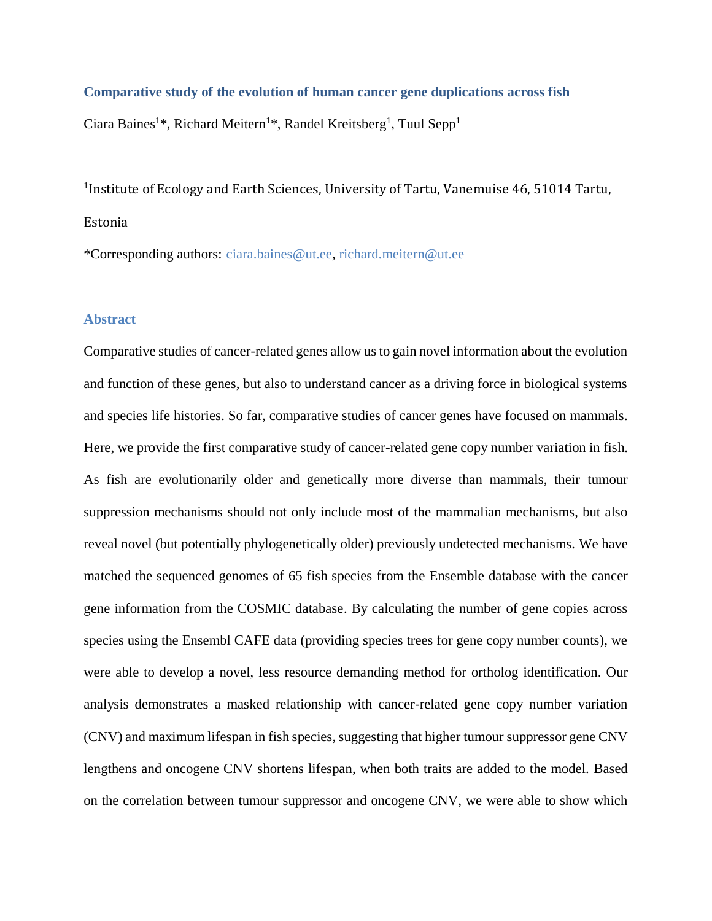# Comparative study of the evolution of human cancer gene duplications across fish

Ciara Baines[1]*, Richard Meitern[1]*, Randel Kreitsberg[1], Tuul Sepp[1]

[1]Institute of Ecology and Earth Sciences, University of Tartu, Vanemuise 46, 51014 Tartu, Estonia

*Corresponding authors: ciara.baines@ut.ee, richard.meitern@ut.ee

## Abstract

Comparative studies of cancer-related genes allow us to gain novel information about the evolution and function of these genes, but also to understand cancer as a driving force in biological systems and species life histories. So far, comparative studies of cancer genes have focused on mammals. Here, we provide the first comparative study of cancer-related gene copy number variation in fish. As fish are evolutionarily older and genetically more diverse than mammals, their tumour suppression mechanisms should not only include most of the mammalian mechanisms, but also reveal novel (but potentially phylogenetically older) previously undetected mechanisms. We have matched the sequenced genomes of 65 fish species from the Ensemble database with the cancer gene information from the COSMIC database. By calculating the number of gene copies across species using the Ensembl CAFE data (providing species trees for gene copy number counts), we were able to develop a novel, less resource demanding method for ortholog identification. Our analysis demonstrates a masked relationship with cancer-related gene copy number variation (CNV) and maximum lifespan in fish species, suggesting that higher tumour suppressor gene CNV lengthens and oncogene CNV shortens lifespan, when both traits are added to the model. Based on the correlation between tumour suppressor and oncogene CNV, we were able to show which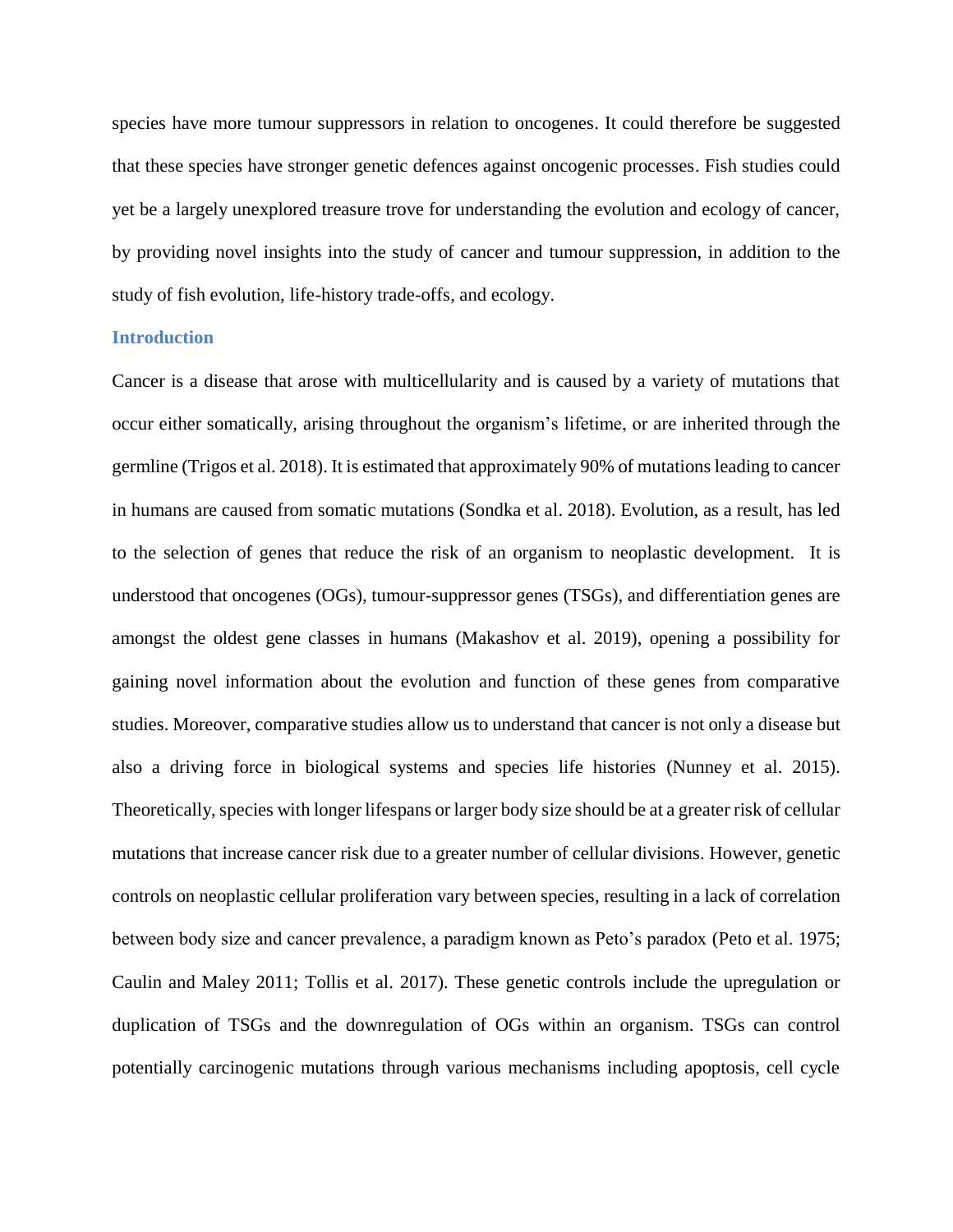species have more tumour suppressors in relation to oncogenes. It could therefore be suggested that these species have stronger genetic defences against oncogenic processes. Fish studies could yet be a largely unexplored treasure trove for understanding the evolution and ecology of cancer, by providing novel insights into the study of cancer and tumour suppression, in addition to the study of fish evolution, life-history trade-offs, and ecology.

## Introduction

Cancer is a disease that arose with multicellularity and is caused by a variety of mutations that occur either somatically, arising throughout the organism's lifetime, or are inherited through the germline (Trigos et al. 2018). It is estimated that approximately 90% of mutations leading to cancer in humans are caused from somatic mutations (Sondka et al. 2018). Evolution, as a result, has led to the selection of genes that reduce the risk of an organism to neoplastic development. It is understood that oncogenes (OGs), tumour-suppressor genes (TSGs), and differentiation genes are amongst the oldest gene classes in humans (Makashov et al. 2019), opening a possibility for gaining novel information about the evolution and function of these genes from comparative studies. Moreover, comparative studies allow us to understand that cancer is not only a disease but also a driving force in biological systems and species life histories (Nunney et al. 2015). Theoretically, species with longer lifespans or larger body size should be at a greater risk of cellular mutations that increase cancer risk due to a greater number of cellular divisions. However, genetic controls on neoplastic cellular proliferation vary between species, resulting in a lack of correlation between body size and cancer prevalence, a paradigm known as Peto's paradox (Peto et al. 1975; Caulin and Maley 2011; Tollis et al. 2017). These genetic controls include the upregulation or duplication of TSGs and the downregulation of OGs within an organism. TSGs can control potentially carcinogenic mutations through various mechanisms including apoptosis, cell cycle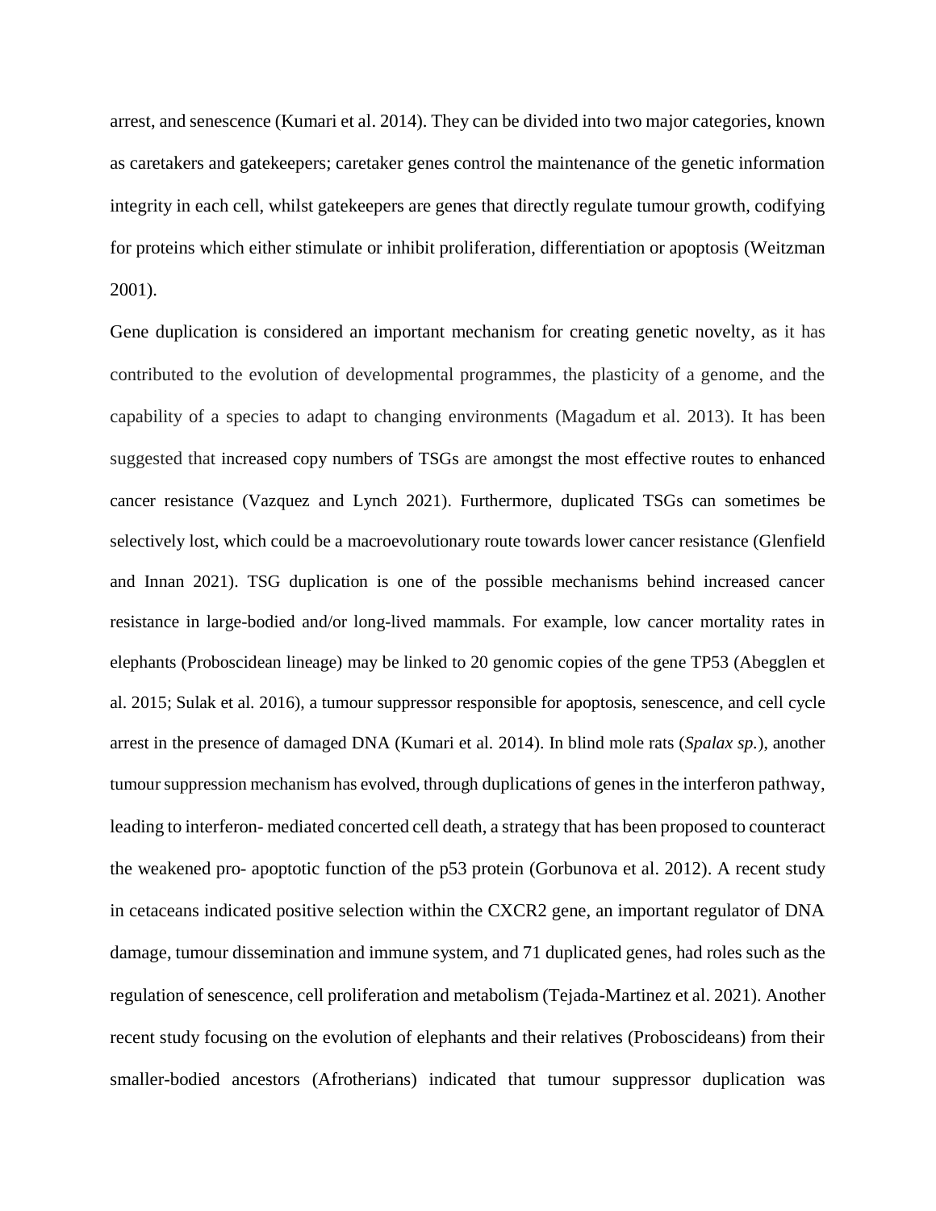arrest, and senescence (Kumari et al. 2014). They can be divided into two major categories, known as caretakers and gatekeepers; caretaker genes control the maintenance of the genetic information integrity in each cell, whilst gatekeepers are genes that directly regulate tumour growth, codifying for proteins which either stimulate or inhibit proliferation, differentiation or apoptosis (Weitzman 2001).

Gene duplication is considered an important mechanism for creating genetic novelty, as it has contributed to the evolution of developmental programmes, the plasticity of a genome, and the capability of a species to adapt to changing environments (Magadum et al. 2013). It has been suggested that increased copy numbers of TSGs are amongst the most effective routes to enhanced cancer resistance (Vazquez and Lynch 2021). Furthermore, duplicated TSGs can sometimes be selectively lost, which could be a macroevolutionary route towards lower cancer resistance (Glenfield and Innan 2021). TSG duplication is one of the possible mechanisms behind increased cancer resistance in large-bodied and/or long-lived mammals. For example, low cancer mortality rates in elephants (Proboscidean lineage) may be linked to 20 genomic copies of the gene TP53 (Abegglen et al. 2015; Sulak et al. 2016), a tumour suppressor responsible for apoptosis, senescence, and cell cycle arrest in the presence of damaged DNA (Kumari et al. 2014). In blind mole rats (*Spalax sp.*), another tumour suppression mechanism has evolved, through duplications of genes in the interferon pathway, leading to interferon- mediated concerted cell death, a strategy that has been proposed to counteract the weakened pro- apoptotic function of the p53 protein (Gorbunova et al. 2012). A recent study in cetaceans indicated positive selection within the CXCR2 gene, an important regulator of DNA damage, tumour dissemination and immune system, and 71 duplicated genes, had roles such as the regulation of senescence, cell proliferation and metabolism (Tejada-Martinez et al. 2021). Another recent study focusing on the evolution of elephants and their relatives (Proboscideans) from their smaller-bodied ancestors (Afrotherians) indicated that tumour suppressor duplication was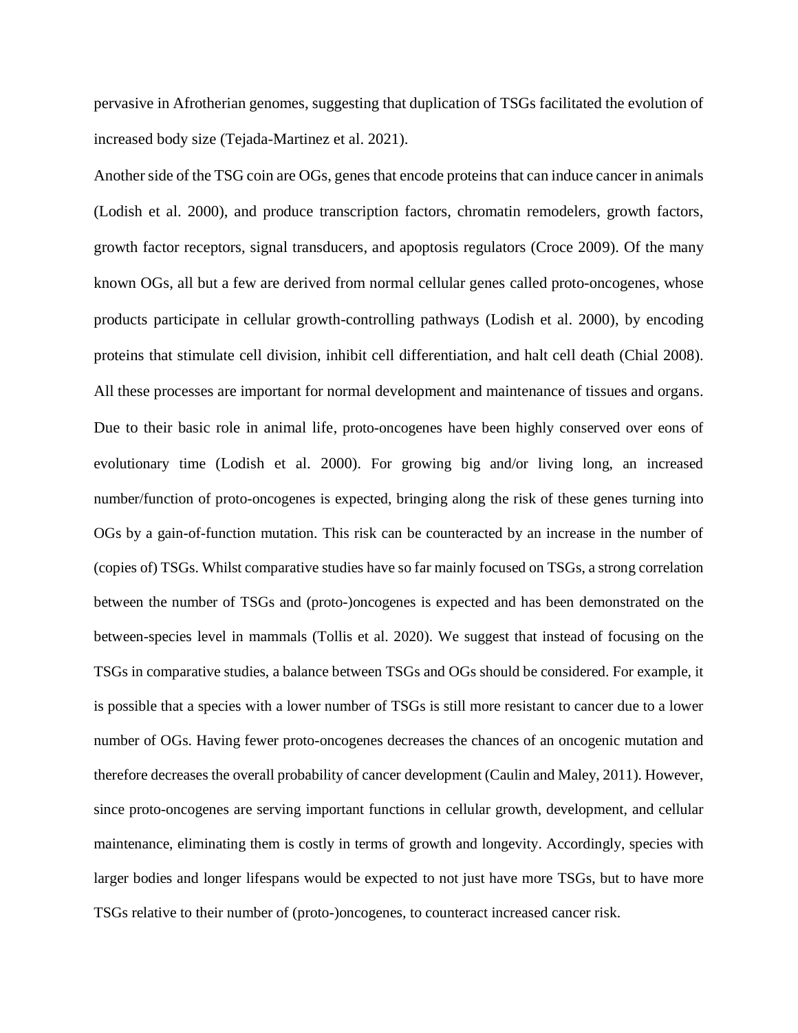pervasive in Afrotherian genomes, suggesting that duplication of TSGs facilitated the evolution of increased body size (Tejada-Martinez et al. 2021).

Another side of the TSG coin are OGs, genes that encode proteins that can induce cancer in animals (Lodish et al. 2000), and produce transcription factors, chromatin remodelers, growth factors, growth factor receptors, signal transducers, and apoptosis regulators (Croce 2009). Of the many known OGs, all but a few are derived from normal cellular genes called proto-oncogenes, whose products participate in cellular growth-controlling pathways (Lodish et al. 2000), by encoding proteins that stimulate cell division, inhibit cell differentiation, and halt cell death (Chial 2008). All these processes are important for normal development and maintenance of tissues and organs. Due to their basic role in animal life, proto-oncogenes have been highly conserved over eons of evolutionary time (Lodish et al. 2000). For growing big and/or living long, an increased number/function of proto-oncogenes is expected, bringing along the risk of these genes turning into OGs by a gain-of-function mutation. This risk can be counteracted by an increase in the number of (copies of) TSGs. Whilst comparative studies have so far mainly focused on TSGs, a strong correlation between the number of TSGs and (proto-)oncogenes is expected and has been demonstrated on the between-species level in mammals (Tollis et al. 2020). We suggest that instead of focusing on the TSGs in comparative studies, a balance between TSGs and OGs should be considered. For example, it is possible that a species with a lower number of TSGs is still more resistant to cancer due to a lower number of OGs. Having fewer proto-oncogenes decreases the chances of an oncogenic mutation and therefore decreases the overall probability of cancer development (Caulin and Maley, 2011). However, since proto-oncogenes are serving important functions in cellular growth, development, and cellular maintenance, eliminating them is costly in terms of growth and longevity. Accordingly, species with larger bodies and longer lifespans would be expected to not just have more TSGs, but to have more TSGs relative to their number of (proto-)oncogenes, to counteract increased cancer risk.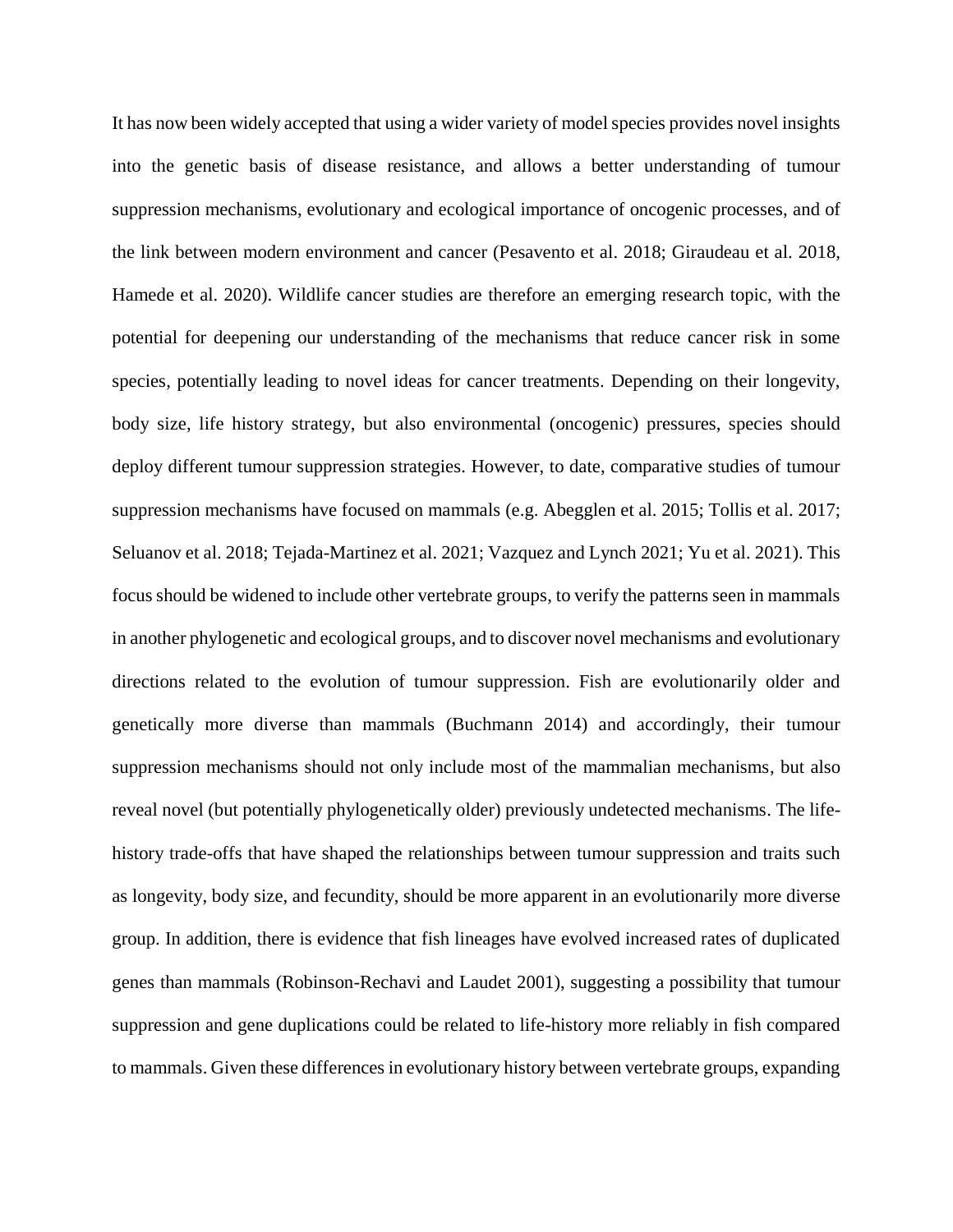It has now been widely accepted that using a wider variety of model species provides novel insights into the genetic basis of disease resistance, and allows a better understanding of tumour suppression mechanisms, evolutionary and ecological importance of oncogenic processes, and of the link between modern environment and cancer (Pesavento et al. 2018; Giraudeau et al. 2018, Hamede et al. 2020). Wildlife cancer studies are therefore an emerging research topic, with the potential for deepening our understanding of the mechanisms that reduce cancer risk in some species, potentially leading to novel ideas for cancer treatments. Depending on their longevity, body size, life history strategy, but also environmental (oncogenic) pressures, species should deploy different tumour suppression strategies. However, to date, comparative studies of tumour suppression mechanisms have focused on mammals (e.g. Abegglen et al. 2015; Tollis et al. 2017; Seluanov et al. 2018; Tejada-Martinez et al. 2021; Vazquez and Lynch 2021; Yu et al. 2021). This focus should be widened to include other vertebrate groups, to verify the patterns seen in mammals in another phylogenetic and ecological groups, and to discover novel mechanisms and evolutionary directions related to the evolution of tumour suppression. Fish are evolutionarily older and genetically more diverse than mammals (Buchmann 2014) and accordingly, their tumour suppression mechanisms should not only include most of the mammalian mechanisms, but also reveal novel (but potentially phylogenetically older) previously undetected mechanisms. The life-history trade-offs that have shaped the relationships between tumour suppression and traits such as longevity, body size, and fecundity, should be more apparent in an evolutionarily more diverse group. In addition, there is evidence that fish lineages have evolved increased rates of duplicated genes than mammals (Robinson-Rechavi and Laudet 2001), suggesting a possibility that tumour suppression and gene duplications could be related to life-history more reliably in fish compared to mammals. Given these differences in evolutionary history between vertebrate groups, expanding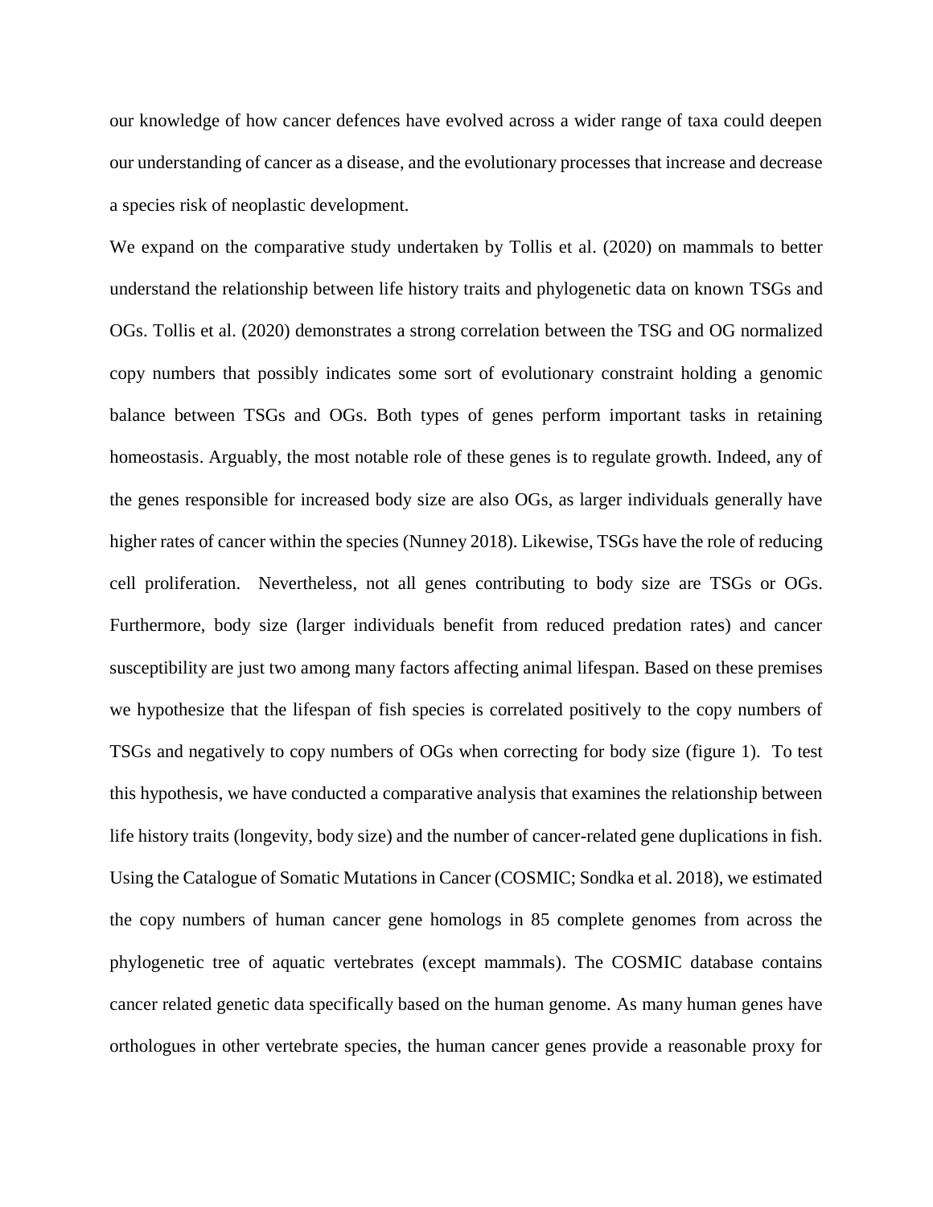our knowledge of how cancer defences have evolved across a wider range of taxa could deepen our understanding of cancer as a disease, and the evolutionary processes that increase and decrease a species risk of neoplastic development.

We expand on the comparative study undertaken by Tollis et al. (2020) on mammals to better understand the relationship between life history traits and phylogenetic data on known TSGs and OGs. Tollis et al. (2020) demonstrates a strong correlation between the TSG and OG normalized copy numbers that possibly indicates some sort of evolutionary constraint holding a genomic balance between TSGs and OGs. Both types of genes perform important tasks in retaining homeostasis. Arguably, the most notable role of these genes is to regulate growth. Indeed, any of the genes responsible for increased body size are also OGs, as larger individuals generally have higher rates of cancer within the species (Nunney 2018). Likewise, TSGs have the role of reducing cell proliferation. Nevertheless, not all genes contributing to body size are TSGs or OGs. Furthermore, body size (larger individuals benefit from reduced predation rates) and cancer susceptibility are just two among many factors affecting animal lifespan. Based on these premises we hypothesize that the lifespan of fish species is correlated positively to the copy numbers of TSGs and negatively to copy numbers of OGs when correcting for body size (figure 1). To test this hypothesis, we have conducted a comparative analysis that examines the relationship between life history traits (longevity, body size) and the number of cancer-related gene duplications in fish. Using the Catalogue of Somatic Mutations in Cancer (COSMIC; Sondka et al. 2018), we estimated the copy numbers of human cancer gene homologs in 85 complete genomes from across the phylogenetic tree of aquatic vertebrates (except mammals). The COSMIC database contains cancer related genetic data specifically based on the human genome. As many human genes have orthologues in other vertebrate species, the human cancer genes provide a reasonable proxy for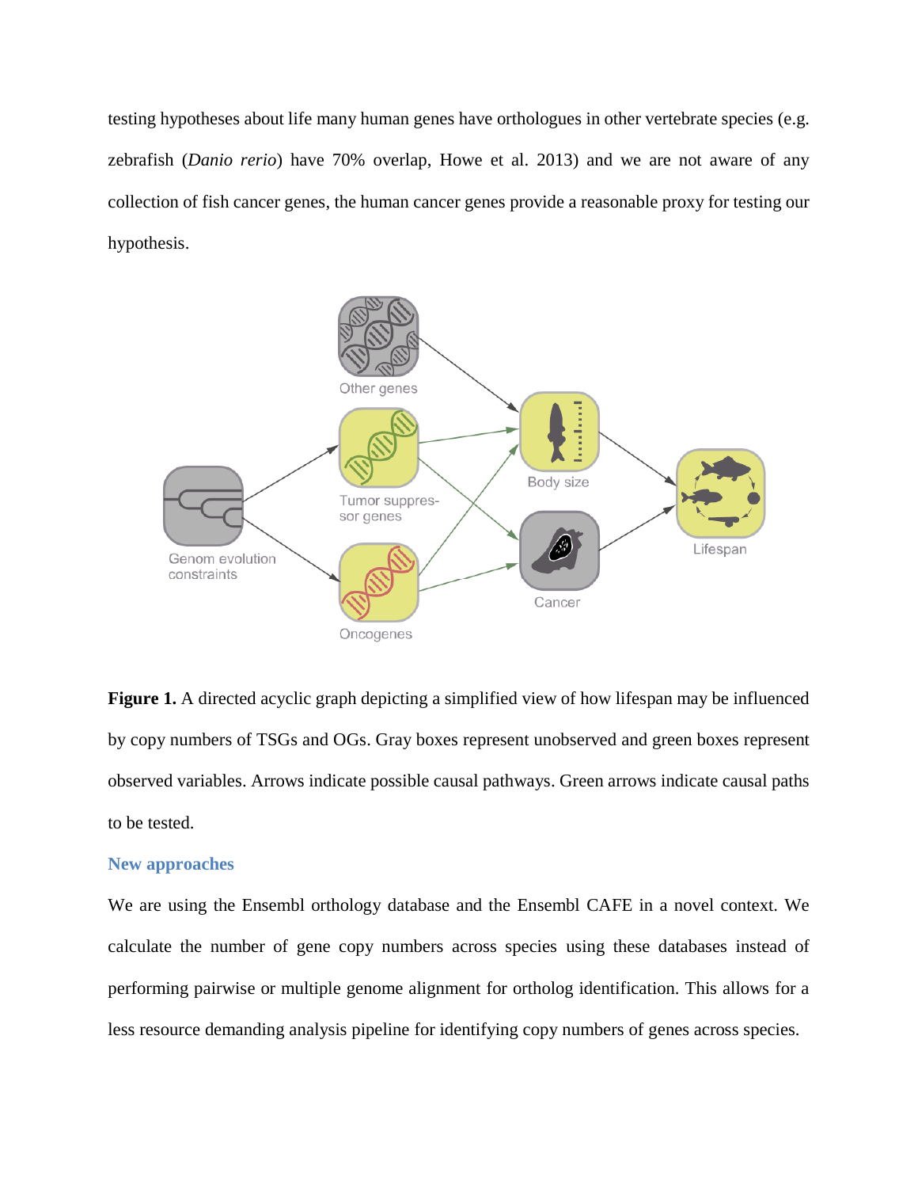testing hypotheses about life many human genes have orthologues in other vertebrate species (e.g. zebrafish (*Danio rerio*) have 70% overlap, Howe et al. 2013) and we are not aware of any collection of fish cancer genes, the human cancer genes provide a reasonable proxy for testing our hypothesis.

Other genes

Tumor suppres-
sor genes

Genom evolution
constraints

Oncogenes

Body size

Cancer

Lifespan

**Figure 1.** A directed acyclic graph depicting a simplified view of how lifespan may be influenced by copy numbers of TSGs and OGs. Gray boxes represent unobserved and green boxes represent observed variables. Arrows indicate possible causal pathways. Green arrows indicate causal paths to be tested.

### New approaches

We are using the Ensembl orthology database and the Ensembl CAFE in a novel context. We calculate the number of gene copy numbers across species using these databases instead of performing pairwise or multiple genome alignment for ortholog identification. This allows for a less resource demanding analysis pipeline for identifying copy numbers of genes across species.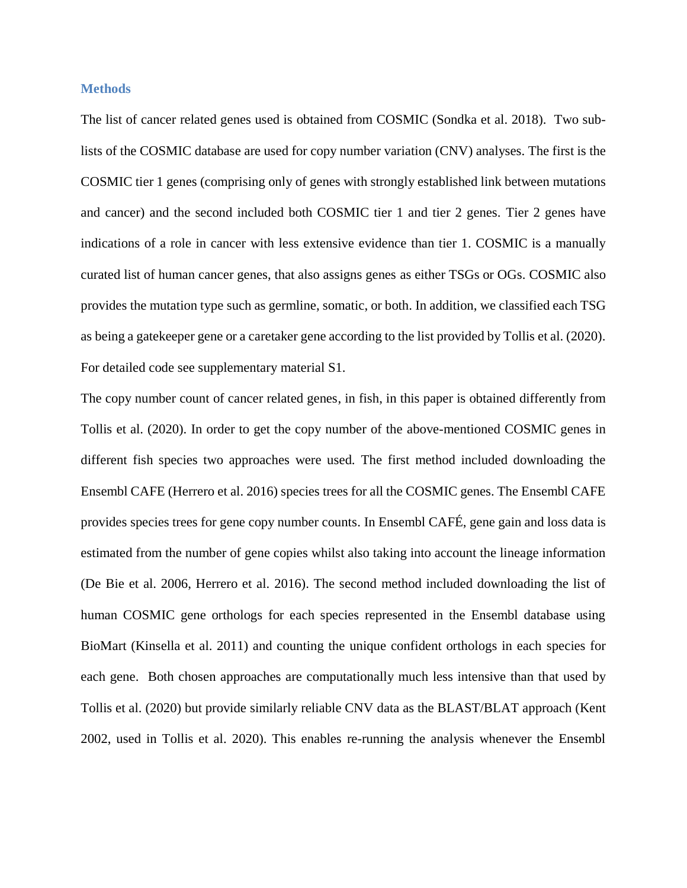## Methods

The list of cancer related genes used is obtained from COSMIC (Sondka et al. 2018). Two sub-lists of the COSMIC database are used for copy number variation (CNV) analyses. The first is the COSMIC tier 1 genes (comprising only of genes with strongly established link between mutations and cancer) and the second included both COSMIC tier 1 and tier 2 genes. Tier 2 genes have indications of a role in cancer with less extensive evidence than tier 1. COSMIC is a manually curated list of human cancer genes, that also assigns genes as either TSGs or OGs. COSMIC also provides the mutation type such as germline, somatic, or both. In addition, we classified each TSG as being a gatekeeper gene or a caretaker gene according to the list provided by Tollis et al. (2020). For detailed code see supplementary material S1.

The copy number count of cancer related genes, in fish, in this paper is obtained differently from Tollis et al. (2020). In order to get the copy number of the above-mentioned COSMIC genes in different fish species two approaches were used. The first method included downloading the Ensembl CAFE (Herrero et al. 2016) species trees for all the COSMIC genes. The Ensembl CAFE provides species trees for gene copy number counts. In Ensembl CAFÉ, gene gain and loss data is estimated from the number of gene copies whilst also taking into account the lineage information (De Bie et al. 2006, Herrero et al. 2016). The second method included downloading the list of human COSMIC gene orthologs for each species represented in the Ensembl database using BioMart (Kinsella et al. 2011) and counting the unique confident orthologs in each species for each gene. Both chosen approaches are computationally much less intensive than that used by Tollis et al. (2020) but provide similarly reliable CNV data as the BLAST/BLAT approach (Kent 2002, used in Tollis et al. 2020). This enables re-running the analysis whenever the Ensembl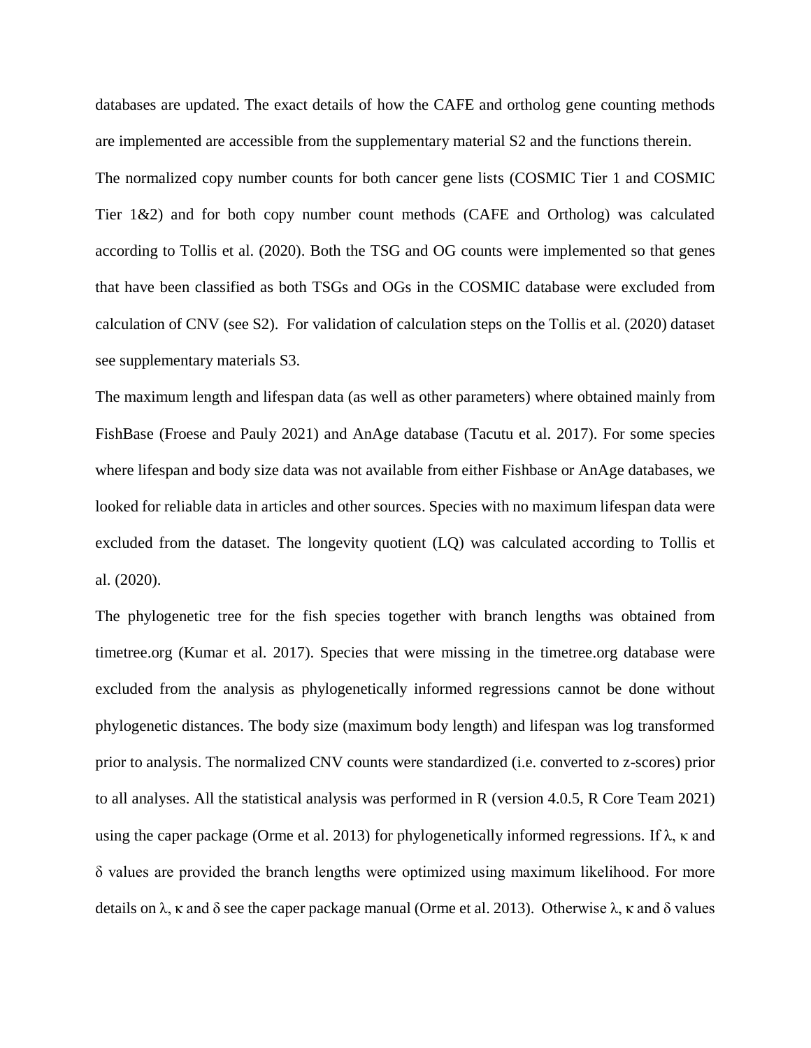databases are updated. The exact details of how the CAFE and ortholog gene counting methods are implemented are accessible from the supplementary material S2 and the functions therein.

The normalized copy number counts for both cancer gene lists (COSMIC Tier 1 and COSMIC Tier 1&2) and for both copy number count methods (CAFE and Ortholog) was calculated according to Tollis et al. (2020). Both the TSG and OG counts were implemented so that genes that have been classified as both TSGs and OGs in the COSMIC database were excluded from calculation of CNV (see S2). For validation of calculation steps on the Tollis et al. (2020) dataset see supplementary materials S3.

The maximum length and lifespan data (as well as other parameters) where obtained mainly from FishBase (Froese and Pauly 2021) and AnAge database (Tacutu et al. 2017). For some species where lifespan and body size data was not available from either Fishbase or AnAge databases, we looked for reliable data in articles and other sources. Species with no maximum lifespan data were excluded from the dataset. The longevity quotient (LQ) was calculated according to Tollis et al. (2020).

The phylogenetic tree for the fish species together with branch lengths was obtained from timetree.org (Kumar et al. 2017). Species that were missing in the timetree.org database were excluded from the analysis as phylogenetically informed regressions cannot be done without phylogenetic distances. The body size (maximum body length) and lifespan was log transformed prior to analysis. The normalized CNV counts were standardized (i.e. converted to z-scores) prior to all analyses. All the statistical analysis was performed in R (version 4.0.5, R Core Team 2021) using the caper package (Orme et al. 2013) for phylogenetically informed regressions. If $\lambda$, $\kappa$ and $\delta$ values are provided the branch lengths were optimized using maximum likelihood. For more details on $\lambda$, $\kappa$ and $\delta$ see the caper package manual (Orme et al. 2013). Otherwise $\lambda$, $\kappa$ and $\delta$ values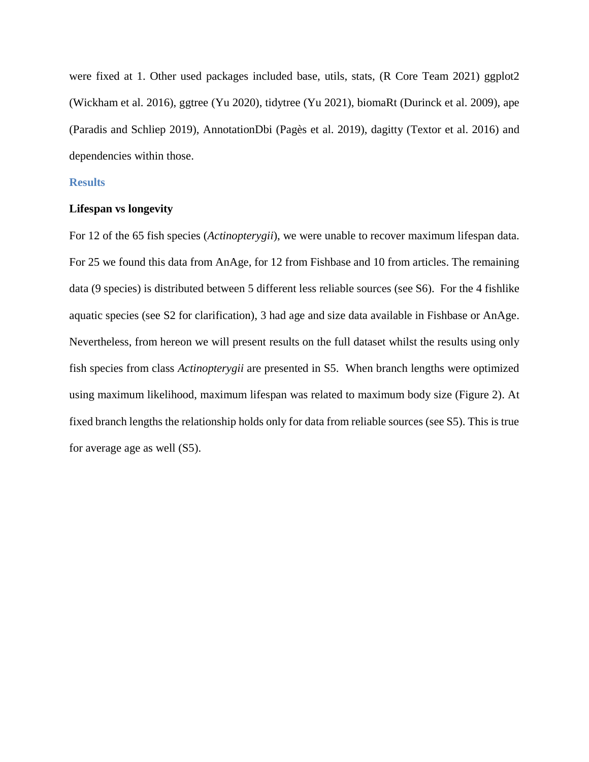were fixed at 1. Other used packages included base, utils, stats, (R Core Team 2021) ggplot2 (Wickham et al. 2016), ggtree (Yu 2020), tidytree (Yu 2021), biomaRt (Durinck et al. 2009), ape (Paradis and Schliep 2019), AnnotationDbi (Pagès et al. 2019), dagitty (Textor et al. 2016) and dependencies within those.

## Results

### Lifespan vs longevity

For 12 of the 65 fish species (*Actinopterygii*), we were unable to recover maximum lifespan data. For 25 we found this data from AnAge, for 12 from Fishbase and 10 from articles. The remaining data (9 species) is distributed between 5 different less reliable sources (see S6). For the 4 fishlike aquatic species (see S2 for clarification), 3 had age and size data available in Fishbase or AnAge. Nevertheless, from hereon we will present results on the full dataset whilst the results using only fish species from class *Actinopterygii* are presented in S5. When branch lengths were optimized using maximum likelihood, maximum lifespan was related to maximum body size (Figure 2). At fixed branch lengths the relationship holds only for data from reliable sources (see S5). This is true for average age as well (S5).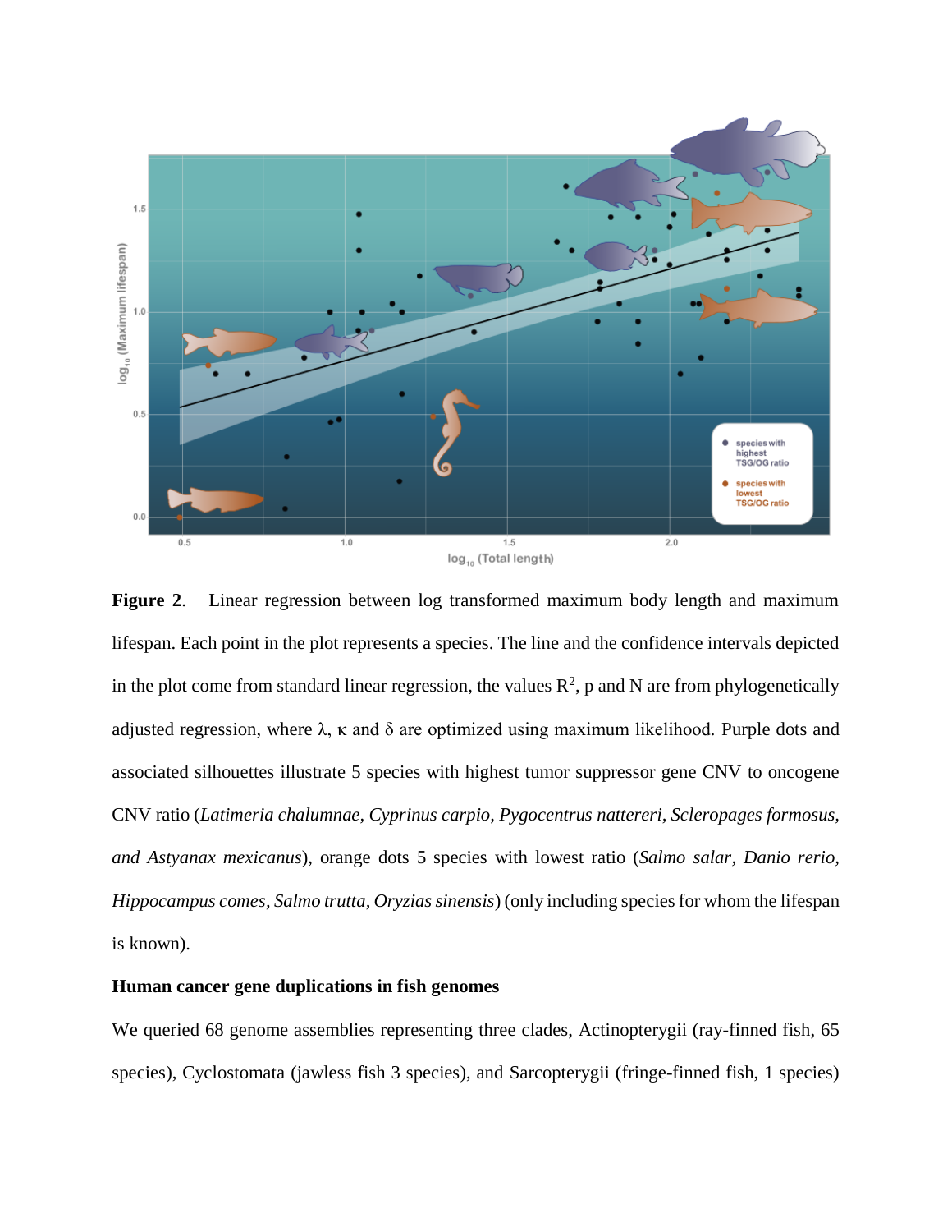log₁₀ (Maximum lifespan)

1.5

1.0

0.5

0.0

0.5

1.0

1.5

2.0

log₁₀ (Total length)

species with highest TSG/OG ratio

species with lowest TSG/OG ratio

**Figure 2**. Linear regression between log transformed maximum body length and maximum lifespan. Each point in the plot represents a species. The line and the confidence intervals depicted in the plot come from standard linear regression, the values $R^2$, p and N are from phylogenetically adjusted regression, where $\lambda$, $\kappa$ and $\delta$ are optimized using maximum likelihood. Purple dots and associated silhouettes illustrate 5 species with highest tumor suppressor gene CNV to oncogene CNV ratio (*Latimeria chalumnae, Cyprinus carpio, Pygocentrus nattereri, Scleropages formosus, and Astyanax mexicanus*), orange dots 5 species with lowest ratio (*Salmo salar*, *Danio rerio*, *Hippocampus comes*, *Salmo trutta*, *Oryzias sinensis*) (only including species for whom the lifespan is known).

**Human cancer gene duplications in fish genomes**

We queried 68 genome assemblies representing three clades, Actinopterygii (ray-finned fish, 65 species), Cyclostomata (jawless fish 3 species), and Sarcopterygii (fringe-finned fish, 1 species)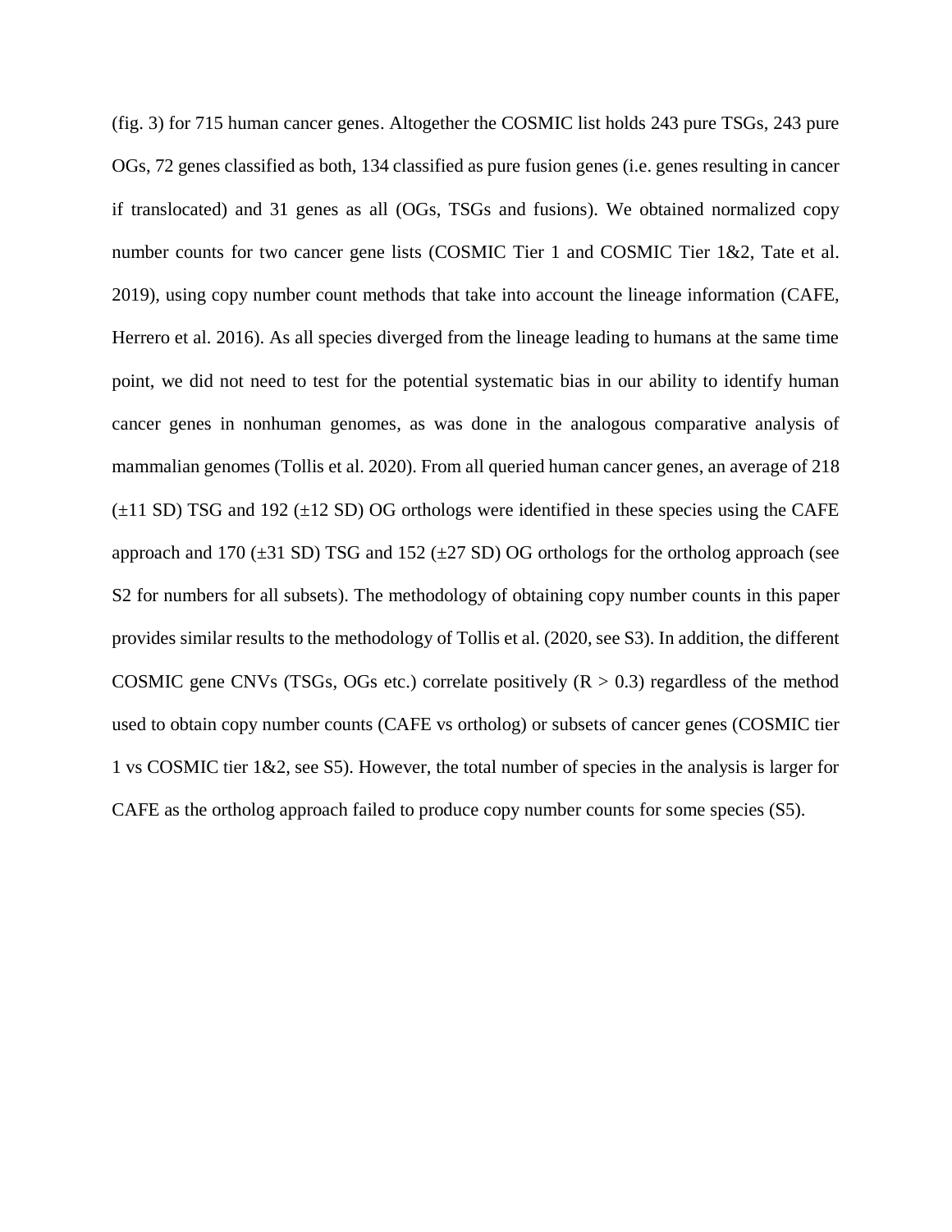(fig. 3) for 715 human cancer genes. Altogether the COSMIC list holds 243 pure TSGs, 243 pure OGs, 72 genes classified as both, 134 classified as pure fusion genes (i.e. genes resulting in cancer if translocated) and 31 genes as all (OGs, TSGs and fusions). We obtained normalized copy number counts for two cancer gene lists (COSMIC Tier 1 and COSMIC Tier 1&2, Tate et al. 2019), using copy number count methods that take into account the lineage information (CAFE, Herrero et al. 2016). As all species diverged from the lineage leading to humans at the same time point, we did not need to test for the potential systematic bias in our ability to identify human cancer genes in nonhuman genomes, as was done in the analogous comparative analysis of mammalian genomes (Tollis et al. 2020). From all queried human cancer genes, an average of 218 (±11 SD) TSG and 192 (±12 SD) OG orthologs were identified in these species using the CAFE approach and 170 (±31 SD) TSG and 152 (±27 SD) OG orthologs for the ortholog approach (see S2 for numbers for all subsets). The methodology of obtaining copy number counts in this paper provides similar results to the methodology of Tollis et al. (2020, see S3). In addition, the different COSMIC gene CNVs (TSGs, OGs etc.) correlate positively ($R > 0.3$) regardless of the method used to obtain copy number counts (CAFE vs ortholog) or subsets of cancer genes (COSMIC tier 1 vs COSMIC tier 1&2, see S5). However, the total number of species in the analysis is larger for CAFE as the ortholog approach failed to produce copy number counts for some species (S5).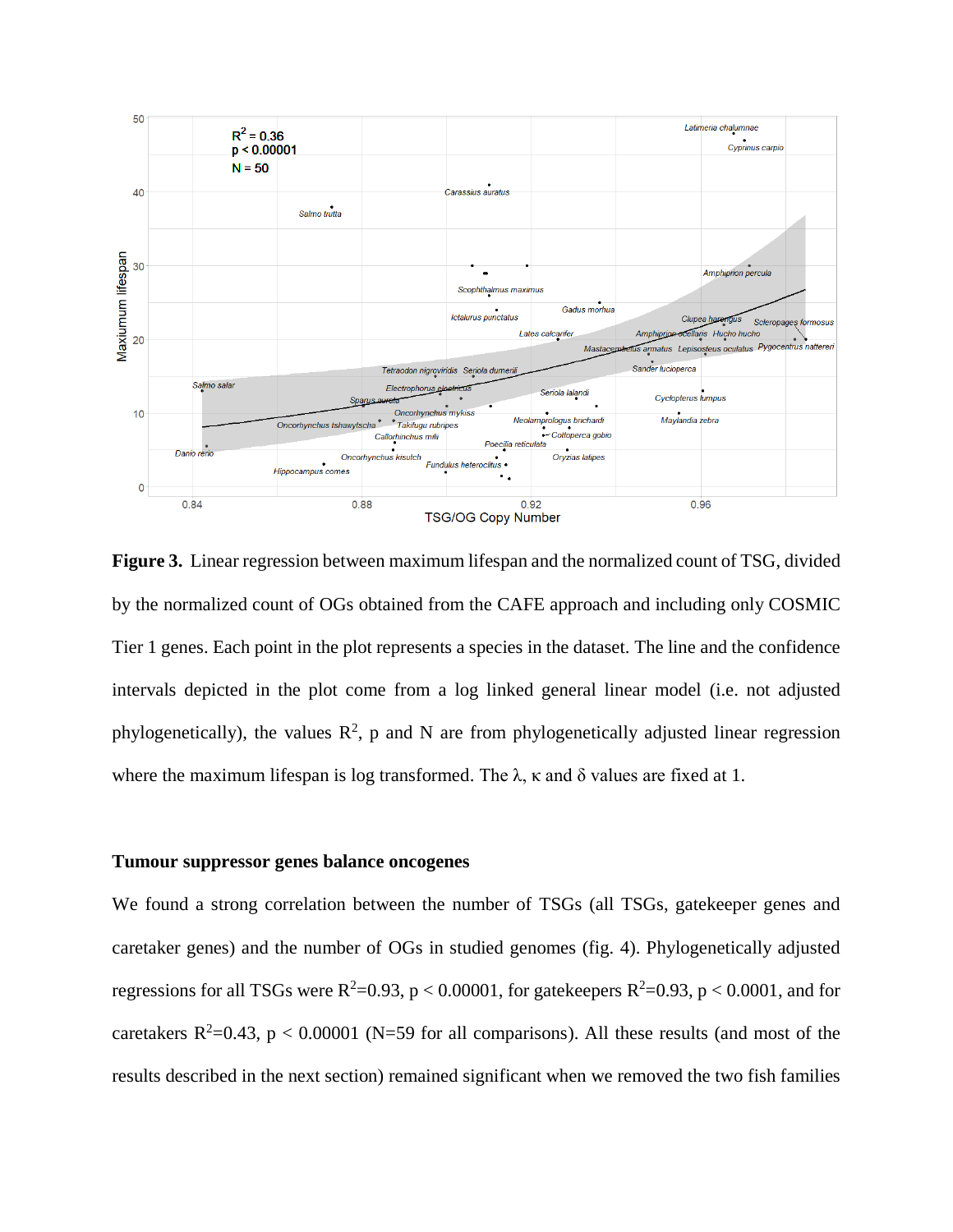$R^2 = 0.36$
p < 0.00001
N = 50

Latimeria chalumnae
Cyprinus carpio
Carassius auratus
Salmo trutta
Amphiprion percula
Scophthalmus maximus
Gadus morhua
Ictalurus punctatus
Clupea harengus
Scleropages formosus
Lates calcarifer
Amphiprion ocellaris
Hucho hucho
Mastacembelus armatus
Lepisosteus oculatus
Pygocentrus nattereri
Tetraodon nigroviridis
Seriola dumerili
Sander lucioperca
Salmo salar
Electrophorus electricus
Seriola lalandi
Cyclopterus lumpus
Sparus aurata
Oncorhynchus mykiss
Neolamprologus brichardi
Maylandia zebra
Oncorhynchus tshawytscha
Takifugu rubripes
Callorhinchus milii
Cottoperca gobio
Poecilia reticulata
Danio rerio
Oncorhynchus kisutch
Oryzias latipes
Fundulus heteroclitus
Hippocampus comes

Maxiumum lifespan
0
10
20
30
40
50

TSG/OG Copy Number
0.84
0.88
0.92
0.96

**Figure 3.** Linear regression between maximum lifespan and the normalized count of TSG, divided by the normalized count of OGs obtained from the CAFE approach and including only COSMIC Tier 1 genes. Each point in the plot represents a species in the dataset. The line and the confidence intervals depicted in the plot come from a log linked general linear model (i.e. not adjusted phylogenetically), the values $R^2$, p and N are from phylogenetically adjusted linear regression where the maximum lifespan is log transformed. The $\lambda$, $\kappa$ and $\delta$ values are fixed at 1.

### Tumour suppressor genes balance oncogenes

We found a strong correlation between the number of TSGs (all TSGs, gatekeeper genes and caretaker genes) and the number of OGs in studied genomes (fig. 4). Phylogenetically adjusted regressions for all TSGs were $R^2=0.93$, $p < 0.00001$, for gatekeepers $R^2=0.93$, $p < 0.0001$, and for caretakers $R^2=0.43$, $p < 0.00001$ (N=59 for all comparisons). All these results (and most of the results described in the next section) remained significant when we removed the two fish families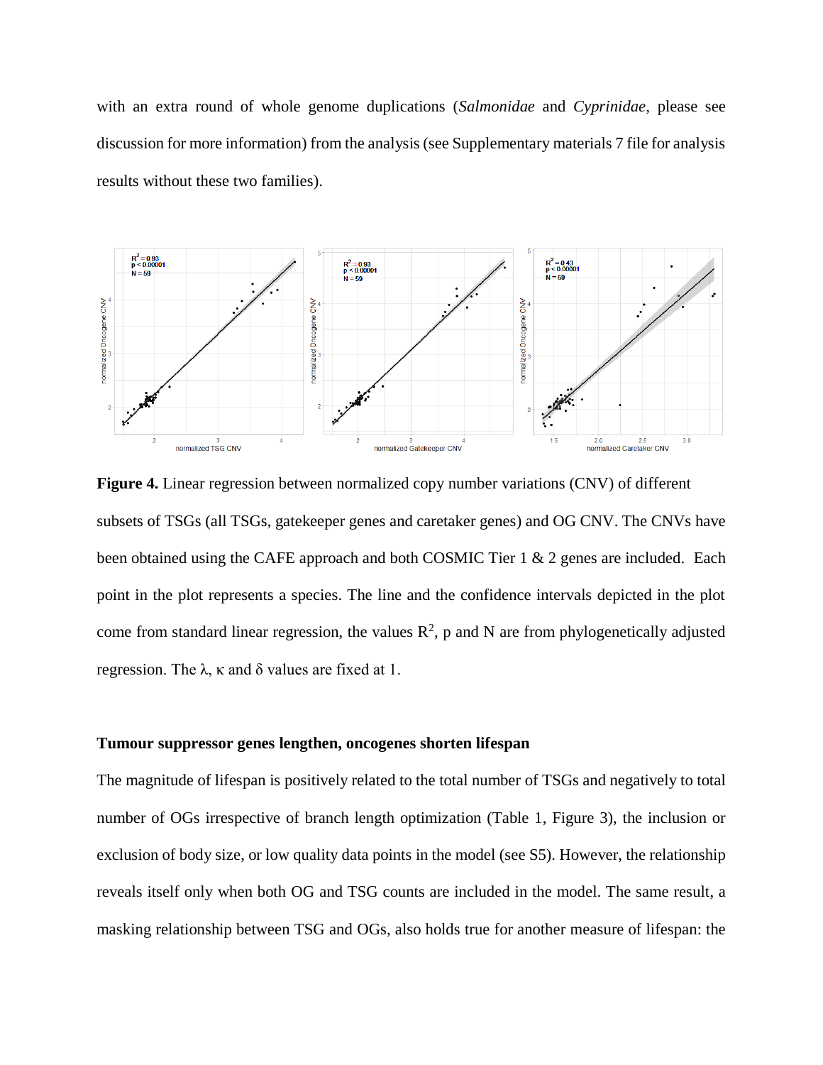with an extra round of whole genome duplications (*Salmonidae* and *Cyprinidae*, please see discussion for more information) from the analysis (see Supplementary materials 7 file for analysis results without these two families).

$R^2 = 0.93$
p < 0.00001
N = 59
normalized Oncogene CNV
normalized TSG CNV

$R^2 = 0.93$
p < 0.00001
N = 59
normalized Oncogene CNV
normalized Gatekeeper CNV

$R^2 = 0.43$
p < 0.00001
N = 59
normalized Oncogene CNV
normalized Caretaker CNV

**Figure 4.** Linear regression between normalized copy number variations (CNV) of different subsets of TSGs (all TSGs, gatekeeper genes and caretaker genes) and OG CNV. The CNVs have been obtained using the CAFE approach and both COSMIC Tier 1 & 2 genes are included. Each point in the plot represents a species. The line and the confidence intervals depicted in the plot come from standard linear regression, the values $R^2$, p and N are from phylogenetically adjusted regression. The $\lambda$, $\kappa$ and $\delta$ values are fixed at 1.

### Tumour suppressor genes lengthen, oncogenes shorten lifespan

The magnitude of lifespan is positively related to the total number of TSGs and negatively to total number of OGs irrespective of branch length optimization (Table 1, Figure 3), the inclusion or exclusion of body size, or low quality data points in the model (see S5). However, the relationship reveals itself only when both OG and TSG counts are included in the model. The same result, a masking relationship between TSG and OGs, also holds true for another measure of lifespan: the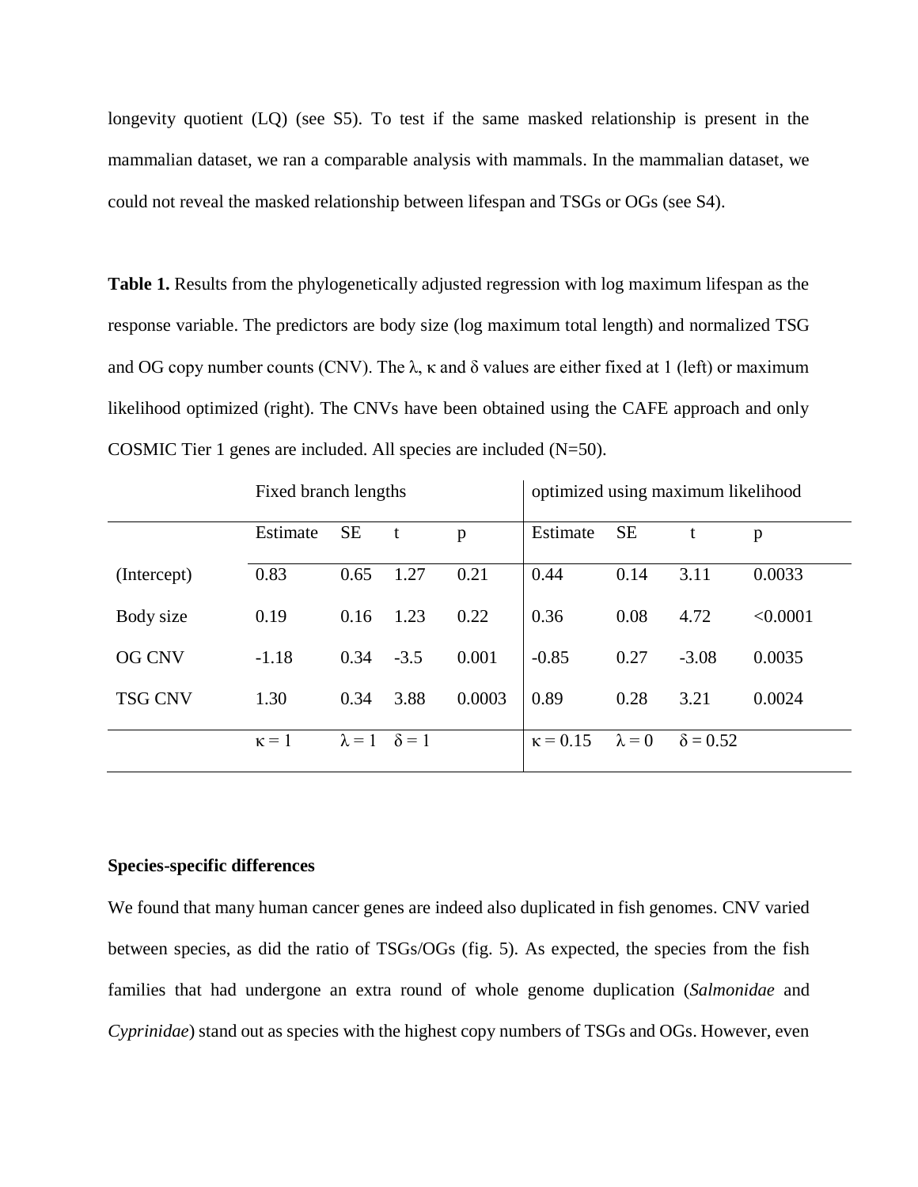longevity quotient (LQ) (see S5). To test if the same masked relationship is present in the mammalian dataset, we ran a comparable analysis with mammals. In the mammalian dataset, we could not reveal the masked relationship between lifespan and TSGs or OGs (see S4).

**Table 1.** Results from the phylogenetically adjusted regression with log maximum lifespan as the response variable. The predictors are body size (log maximum total length) and normalized TSG and OG copy number counts (CNV). The λ, κ and δ values are either fixed at 1 (left) or maximum likelihood optimized (right). The CNVs have been obtained using the CAFE approach and only COSMIC Tier 1 genes are included. All species are included (N=50).

| | Fixed branch lengths | | | | optimized using maximum likelihood | | | |
|---|---|---|---|---|---|---|---|---|
| | Estimate | SE | t | p | Estimate | SE | t | p |
| (Intercept) | 0.83 | 0.65 | 1.27 | 0.21 | 0.44 | 0.14 | 3.11 | 0.0033 |
| Body size | 0.19 | 0.16 | 1.23 | 0.22 | 0.36 | 0.08 | 4.72 | <0.0001 |
| OG CNV | -1.18 | 0.34 | -3.5 | 0.001 | -0.85 | 0.27 | -3.08 | 0.0035 |
| TSG CNV | 1.30 | 0.34 | 3.88 | 0.0003 | 0.89 | 0.28 | 3.21 | 0.0024 |
| | κ = 1 | λ = 1 | δ = 1 | | κ = 0.15 | λ = 0 | δ = 0.52 | |

**Species-specific differences**

We found that many human cancer genes are indeed also duplicated in fish genomes. CNV varied between species, as did the ratio of TSGs/OGs (fig. 5). As expected, the species from the fish families that had undergone an extra round of whole genome duplication (*Salmonidae* and *Cyprinidae*) stand out as species with the highest copy numbers of TSGs and OGs. However, even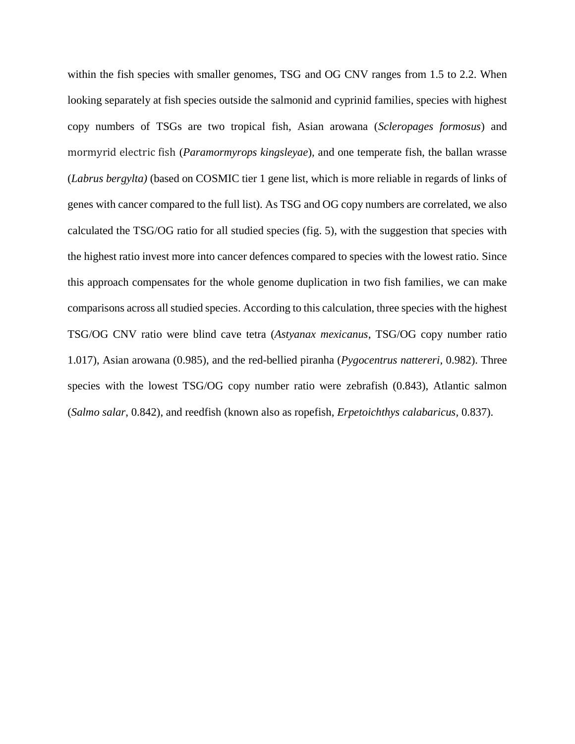within the fish species with smaller genomes, TSG and OG CNV ranges from 1.5 to 2.2. When looking separately at fish species outside the salmonid and cyprinid families, species with highest copy numbers of TSGs are two tropical fish, Asian arowana (*Scleropages formosus*) and mormyrid electric fish (*Paramormyrops kingsleyae*), and one temperate fish, the ballan wrasse (*Labrus bergylta)* (based on COSMIC tier 1 gene list, which is more reliable in regards of links of genes with cancer compared to the full list). As TSG and OG copy numbers are correlated, we also calculated the TSG/OG ratio for all studied species (fig. 5), with the suggestion that species with the highest ratio invest more into cancer defences compared to species with the lowest ratio. Since this approach compensates for the whole genome duplication in two fish families, we can make comparisons across all studied species. According to this calculation, three species with the highest TSG/OG CNV ratio were blind cave tetra (*Astyanax mexicanus*, TSG/OG copy number ratio 1.017), Asian arowana (0.985), and the red-bellied piranha (*Pygocentrus nattereri*, 0.982). Three species with the lowest TSG/OG copy number ratio were zebrafish (0.843), Atlantic salmon (*Salmo salar*, 0.842), and reedfish (known also as ropefish, *Erpetoichthys calabaricus*, 0.837).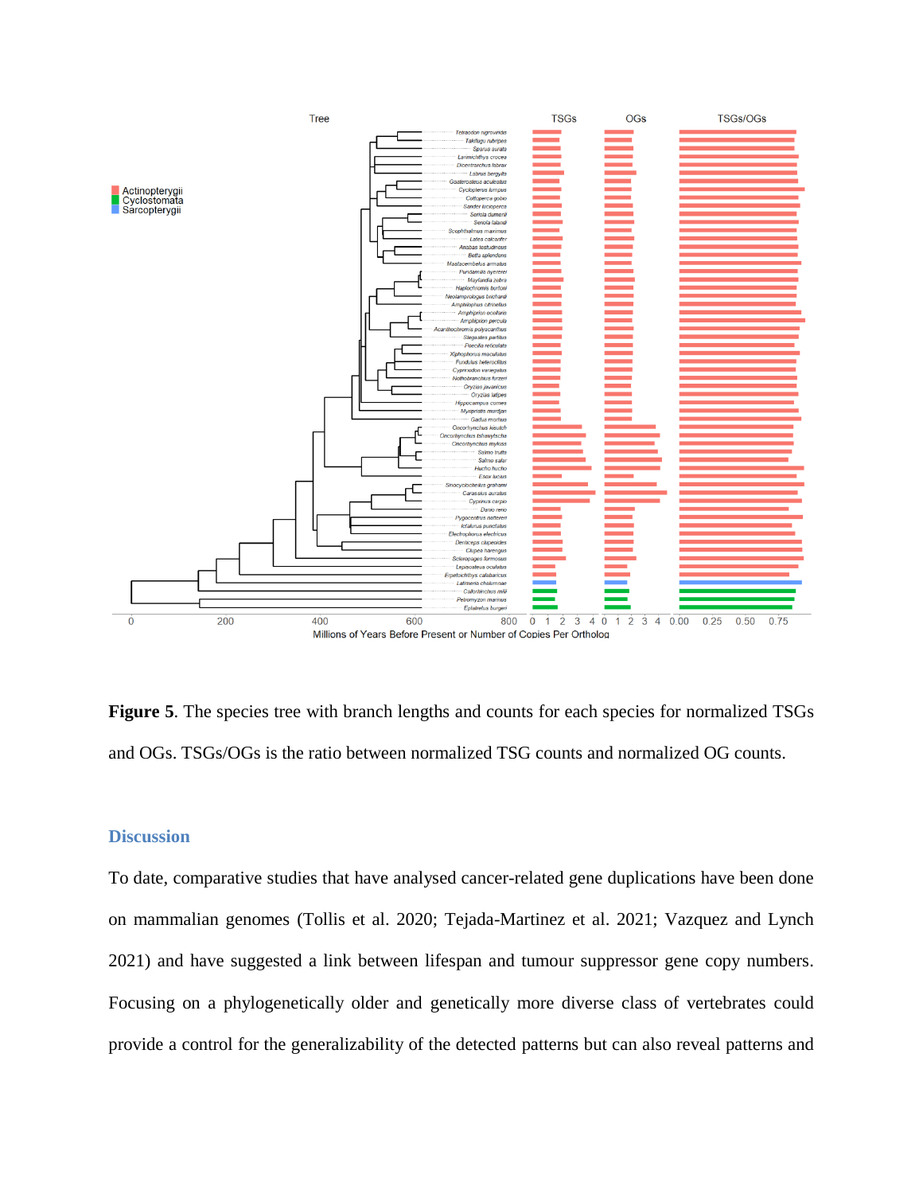Tree

TSGs

OGs

TSGs/OGs

Actinopterygii
Cyclostomata
Sarcopterygii

Tetraodon nigroviridis
Takifugu rubripes
Sparus aurata
Larimichthys crocea
Dicentrarchus labrax
Labrus bergylta
Gasterosteus aculeatus
Cyclopterus lumpus
Cottoperca gobio
Sander lucioperca
Seriola dumerili
Seriola lalandi
Scophthalmus maximus
Lates calcarifer
Anabas testudineus
Betta splendens
Mastacembelus armatus
Pundamilia nyererei
Maylandia zebra
Haplochromis burtoni
Neolamprologus brichardi
Amphilophus citrinellus
Amphiprion ocellaris
Amphiprion percula
Acanthochromis polyacanthus
Stegastes partitus
Poecilia reticulata
Xiphophorus maculatus
Fundulus heteroclitus
Cyprinodon variegatus
Nothobranchius furzeri
Oryzias javanicus
Oryzias latipes
Hippocampus comes
Myripristis murdjan
Gadus morhua
Oncorhynchus kisutch
Oncorhynchus tshawytscha
Oncorhynchus mykiss
Salmo trutta
Salmo salar
Hucho hucho
Esox lucius
Sinocyclocheilus grahami
Carassius auratus
Cyprinus carpio
Danio rerio
Pygocentrus nattereri
Ictalurus punctatus
Electrophorus electricus
Denticeps clupeoides
Clupea harengus
Scleropages formosus
Lepisosteus oculatus
Erpetoichthys calabaricus
Latimeria chalumnae
Callorhinchus milii
Petromyzon marinus
Eptatretus burgeri

0 200 400 600 800

0 1 2 3 4

0 1 2 3 4

0.00 0.25 0.50 0.75

Millions of Years Before Present or Number of Copies Per Ortholog

**Figure 5**. The species tree with branch lengths and counts for each species for normalized TSGs and OGs. TSGs/OGs is the ratio between normalized TSG counts and normalized OG counts.

## Discussion

To date, comparative studies that have analysed cancer-related gene duplications have been done on mammalian genomes (Tollis et al. 2020; Tejada-Martinez et al. 2021; Vazquez and Lynch 2021) and have suggested a link between lifespan and tumour suppressor gene copy numbers. Focusing on a phylogenetically older and genetically more diverse class of vertebrates could provide a control for the generalizability of the detected patterns but can also reveal patterns and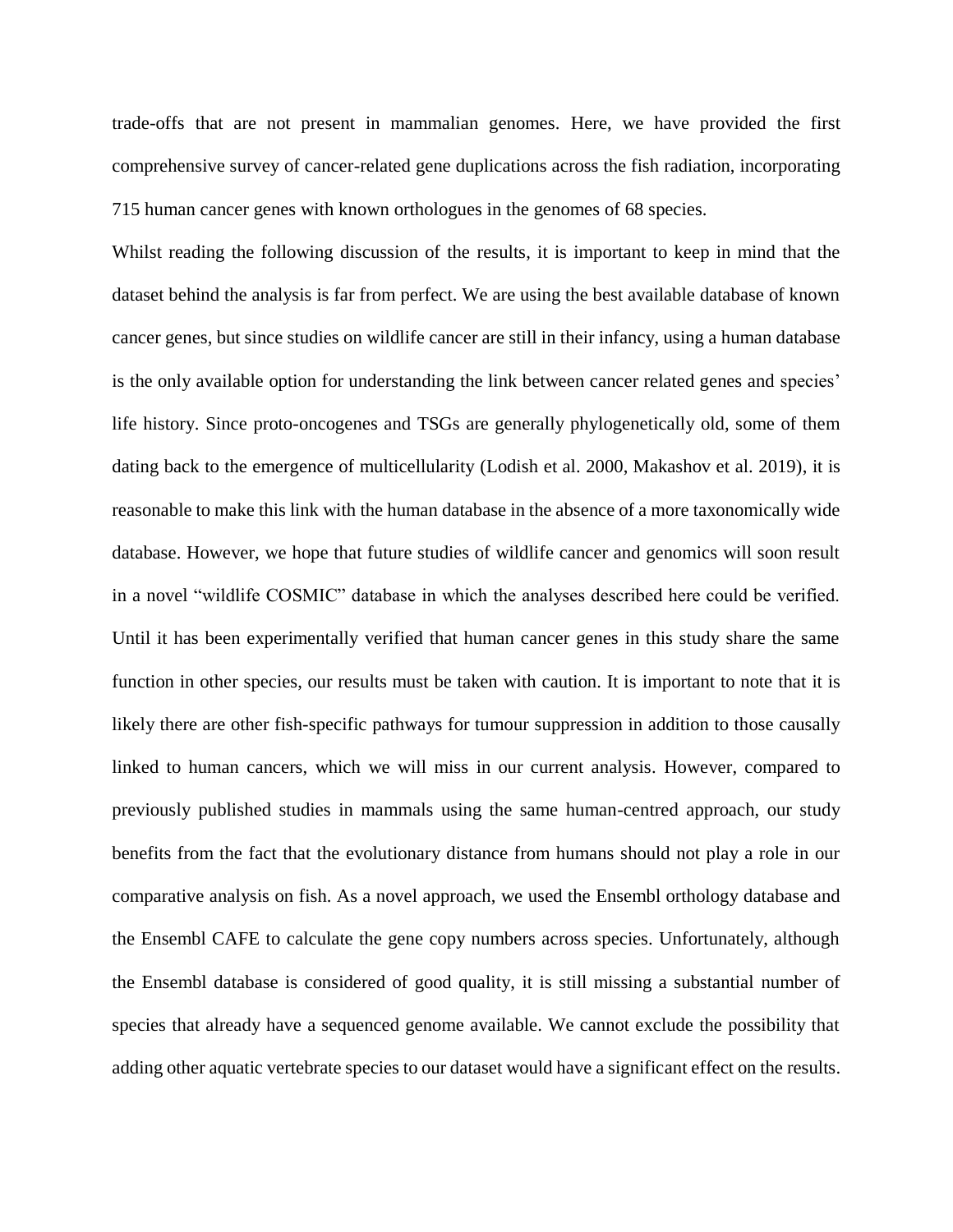trade-offs that are not present in mammalian genomes. Here, we have provided the first comprehensive survey of cancer-related gene duplications across the fish radiation, incorporating 715 human cancer genes with known orthologues in the genomes of 68 species.

Whilst reading the following discussion of the results, it is important to keep in mind that the dataset behind the analysis is far from perfect. We are using the best available database of known cancer genes, but since studies on wildlife cancer are still in their infancy, using a human database is the only available option for understanding the link between cancer related genes and species' life history. Since proto-oncogenes and TSGs are generally phylogenetically old, some of them dating back to the emergence of multicellularity (Lodish et al. 2000, Makashov et al. 2019), it is reasonable to make this link with the human database in the absence of a more taxonomically wide database. However, we hope that future studies of wildlife cancer and genomics will soon result in a novel "wildlife COSMIC" database in which the analyses described here could be verified. Until it has been experimentally verified that human cancer genes in this study share the same function in other species, our results must be taken with caution. It is important to note that it is likely there are other fish-specific pathways for tumour suppression in addition to those causally linked to human cancers, which we will miss in our current analysis. However, compared to previously published studies in mammals using the same human-centred approach, our study benefits from the fact that the evolutionary distance from humans should not play a role in our comparative analysis on fish. As a novel approach, we used the Ensembl orthology database and the Ensembl CAFE to calculate the gene copy numbers across species. Unfortunately, although the Ensembl database is considered of good quality, it is still missing a substantial number of species that already have a sequenced genome available. We cannot exclude the possibility that adding other aquatic vertebrate species to our dataset would have a significant effect on the results.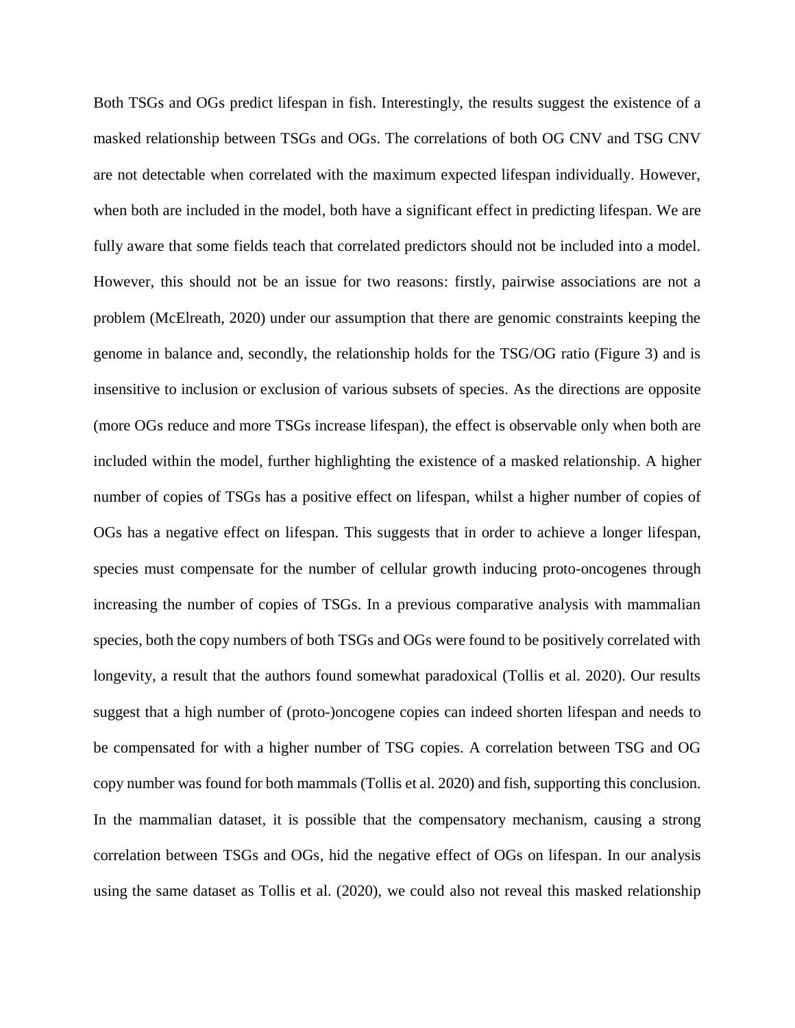Both TSGs and OGs predict lifespan in fish. Interestingly, the results suggest the existence of a masked relationship between TSGs and OGs. The correlations of both OG CNV and TSG CNV are not detectable when correlated with the maximum expected lifespan individually. However, when both are included in the model, both have a significant effect in predicting lifespan. We are fully aware that some fields teach that correlated predictors should not be included into a model. However, this should not be an issue for two reasons: firstly, pairwise associations are not a problem (McElreath, 2020) under our assumption that there are genomic constraints keeping the genome in balance and, secondly, the relationship holds for the TSG/OG ratio (Figure 3) and is insensitive to inclusion or exclusion of various subsets of species. As the directions are opposite (more OGs reduce and more TSGs increase lifespan), the effect is observable only when both are included within the model, further highlighting the existence of a masked relationship. A higher number of copies of TSGs has a positive effect on lifespan, whilst a higher number of copies of OGs has a negative effect on lifespan. This suggests that in order to achieve a longer lifespan, species must compensate for the number of cellular growth inducing proto-oncogenes through increasing the number of copies of TSGs. In a previous comparative analysis with mammalian species, both the copy numbers of both TSGs and OGs were found to be positively correlated with longevity, a result that the authors found somewhat paradoxical (Tollis et al. 2020). Our results suggest that a high number of (proto-)oncogene copies can indeed shorten lifespan and needs to be compensated for with a higher number of TSG copies. A correlation between TSG and OG copy number was found for both mammals (Tollis et al. 2020) and fish, supporting this conclusion. In the mammalian dataset, it is possible that the compensatory mechanism, causing a strong correlation between TSGs and OGs, hid the negative effect of OGs on lifespan. In our analysis using the same dataset as Tollis et al. (2020), we could also not reveal this masked relationship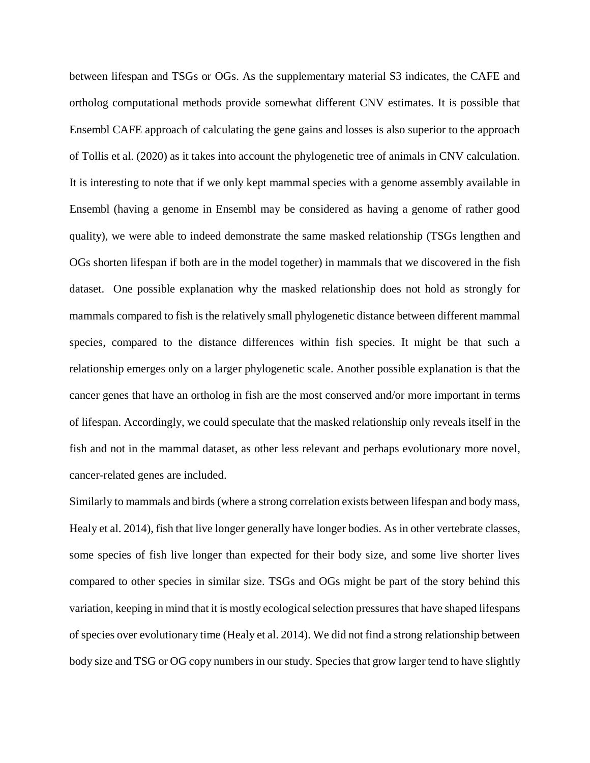between lifespan and TSGs or OGs. As the supplementary material S3 indicates, the CAFE and ortholog computational methods provide somewhat different CNV estimates. It is possible that Ensembl CAFE approach of calculating the gene gains and losses is also superior to the approach of Tollis et al. (2020) as it takes into account the phylogenetic tree of animals in CNV calculation. It is interesting to note that if we only kept mammal species with a genome assembly available in Ensembl (having a genome in Ensembl may be considered as having a genome of rather good quality), we were able to indeed demonstrate the same masked relationship (TSGs lengthen and OGs shorten lifespan if both are in the model together) in mammals that we discovered in the fish dataset. One possible explanation why the masked relationship does not hold as strongly for mammals compared to fish is the relatively small phylogenetic distance between different mammal species, compared to the distance differences within fish species. It might be that such a relationship emerges only on a larger phylogenetic scale. Another possible explanation is that the cancer genes that have an ortholog in fish are the most conserved and/or more important in terms of lifespan. Accordingly, we could speculate that the masked relationship only reveals itself in the fish and not in the mammal dataset, as other less relevant and perhaps evolutionary more novel, cancer-related genes are included.

Similarly to mammals and birds (where a strong correlation exists between lifespan and body mass, Healy et al. 2014), fish that live longer generally have longer bodies. As in other vertebrate classes, some species of fish live longer than expected for their body size, and some live shorter lives compared to other species in similar size. TSGs and OGs might be part of the story behind this variation, keeping in mind that it is mostly ecological selection pressures that have shaped lifespans of species over evolutionary time (Healy et al. 2014). We did not find a strong relationship between body size and TSG or OG copy numbers in our study. Species that grow larger tend to have slightly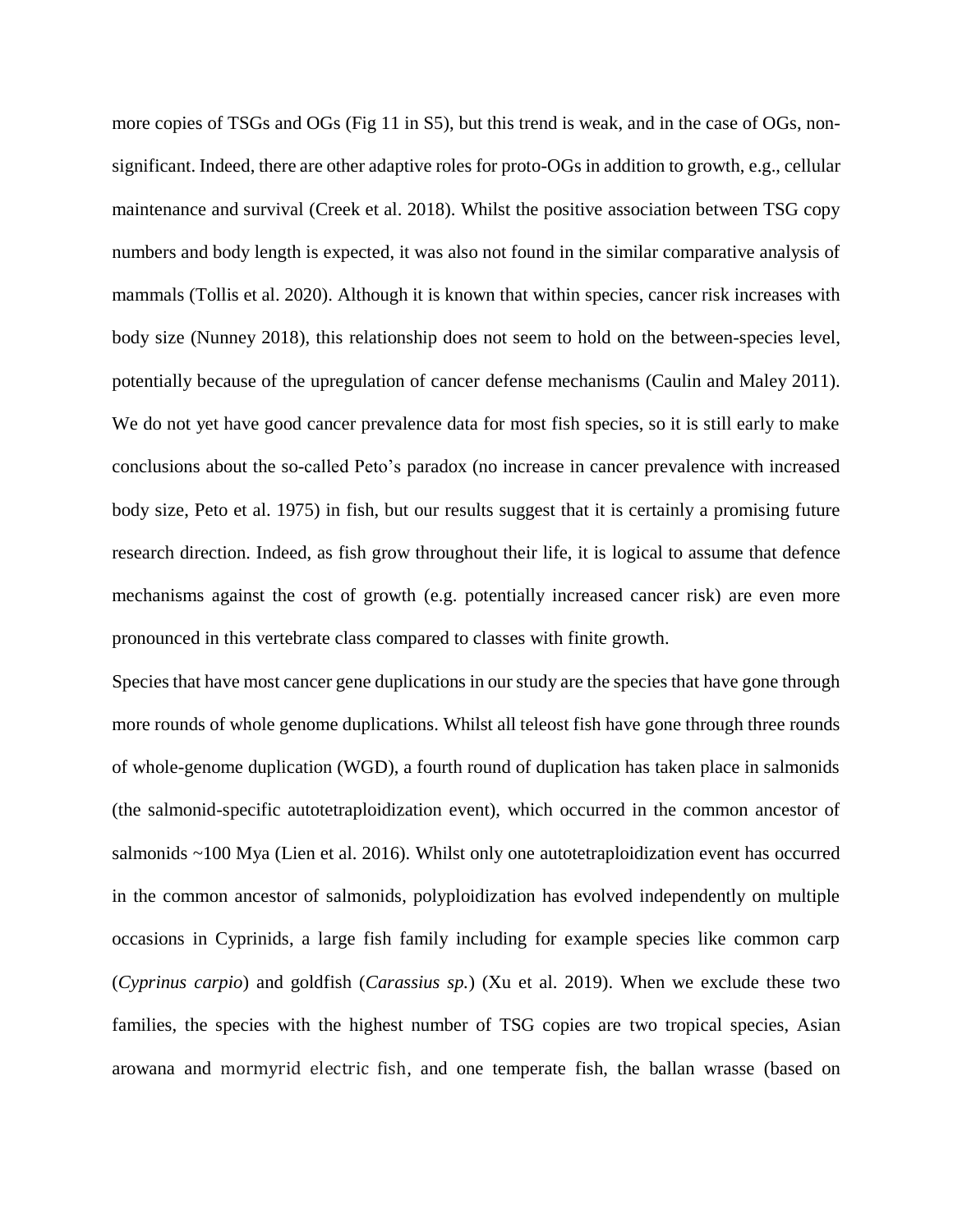more copies of TSGs and OGs (Fig 11 in S5), but this trend is weak, and in the case of OGs, non-significant. Indeed, there are other adaptive roles for proto-OGs in addition to growth, e.g., cellular maintenance and survival (Creek et al. 2018). Whilst the positive association between TSG copy numbers and body length is expected, it was also not found in the similar comparative analysis of mammals (Tollis et al. 2020). Although it is known that within species, cancer risk increases with body size (Nunney 2018), this relationship does not seem to hold on the between-species level, potentially because of the upregulation of cancer defense mechanisms (Caulin and Maley 2011). We do not yet have good cancer prevalence data for most fish species, so it is still early to make conclusions about the so-called Peto's paradox (no increase in cancer prevalence with increased body size, Peto et al. 1975) in fish, but our results suggest that it is certainly a promising future research direction. Indeed, as fish grow throughout their life, it is logical to assume that defence mechanisms against the cost of growth (e.g. potentially increased cancer risk) are even more pronounced in this vertebrate class compared to classes with finite growth.

Species that have most cancer gene duplications in our study are the species that have gone through more rounds of whole genome duplications. Whilst all teleost fish have gone through three rounds of whole-genome duplication (WGD), a fourth round of duplication has taken place in salmonids (the salmonid-specific autotetraploidization event), which occurred in the common ancestor of salmonids ~100 Mya (Lien et al. 2016). Whilst only one autotetraploidization event has occurred in the common ancestor of salmonids, polyploidization has evolved independently on multiple occasions in Cyprinids, a large fish family including for example species like common carp (*Cyprinus carpio*) and goldfish (*Carassius sp.*) (Xu et al. 2019). When we exclude these two families, the species with the highest number of TSG copies are two tropical species, Asian arowana and mormyrid electric fish, and one temperate fish, the ballan wrasse (based on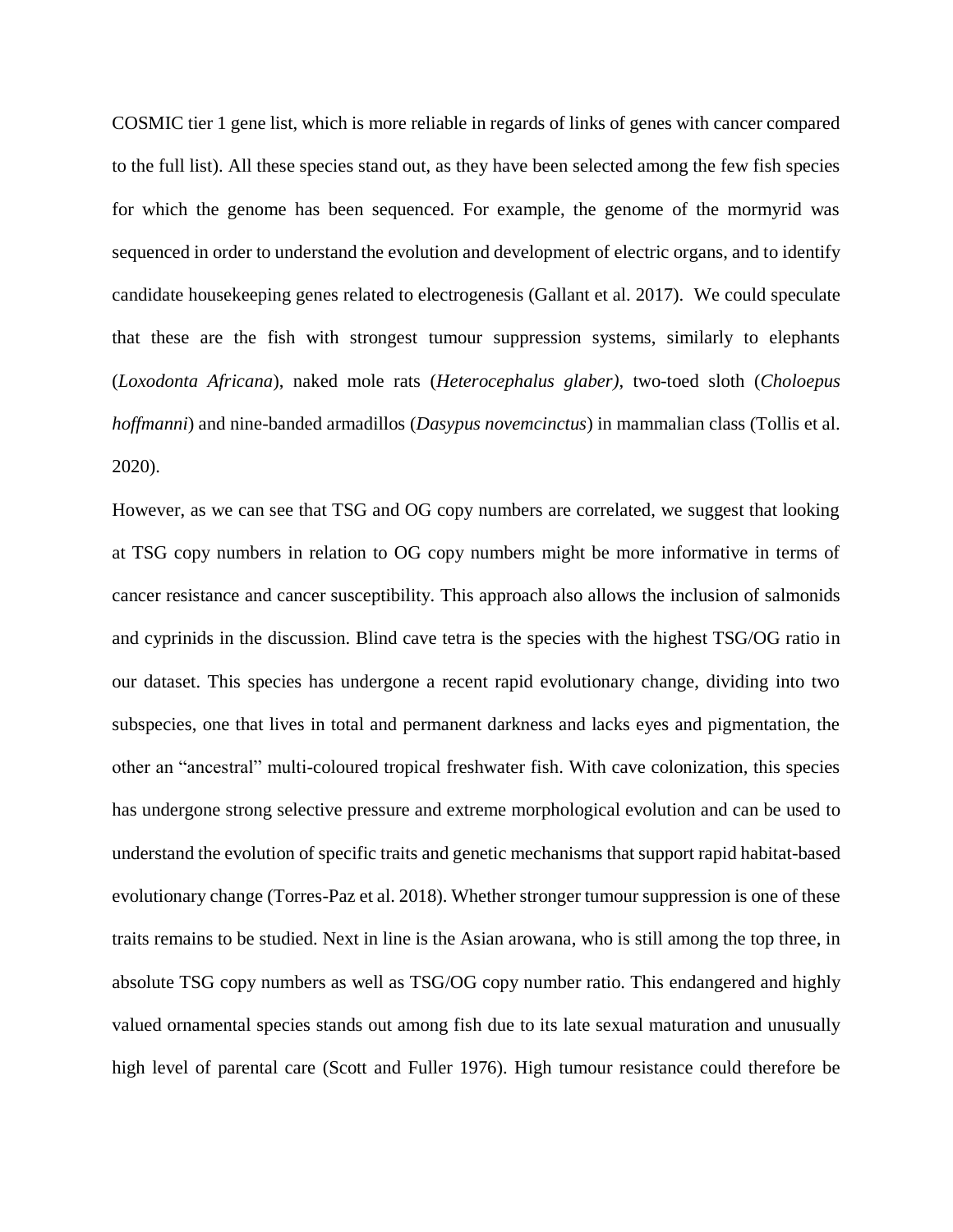COSMIC tier 1 gene list, which is more reliable in regards of links of genes with cancer compared to the full list). All these species stand out, as they have been selected among the few fish species for which the genome has been sequenced. For example, the genome of the mormyrid was sequenced in order to understand the evolution and development of electric organs, and to identify candidate housekeeping genes related to electrogenesis (Gallant et al. 2017). We could speculate that these are the fish with strongest tumour suppression systems, similarly to elephants (*Loxodonta Africana*), naked mole rats (*Heterocephalus glaber)*, two-toed sloth (*Choloepus hoffmanni*) and nine-banded armadillos (*Dasypus novemcinctus*) in mammalian class (Tollis et al. 2020).

However, as we can see that TSG and OG copy numbers are correlated, we suggest that looking at TSG copy numbers in relation to OG copy numbers might be more informative in terms of cancer resistance and cancer susceptibility. This approach also allows the inclusion of salmonids and cyprinids in the discussion. Blind cave tetra is the species with the highest TSG/OG ratio in our dataset. This species has undergone a recent rapid evolutionary change, dividing into two subspecies, one that lives in total and permanent darkness and lacks eyes and pigmentation, the other an "ancestral" multi-coloured tropical freshwater fish. With cave colonization, this species has undergone strong selective pressure and extreme morphological evolution and can be used to understand the evolution of specific traits and genetic mechanisms that support rapid habitat-based evolutionary change (Torres-Paz et al. 2018). Whether stronger tumour suppression is one of these traits remains to be studied. Next in line is the Asian arowana, who is still among the top three, in absolute TSG copy numbers as well as TSG/OG copy number ratio. This endangered and highly valued ornamental species stands out among fish due to its late sexual maturation and unusually high level of parental care (Scott and Fuller 1976). High tumour resistance could therefore be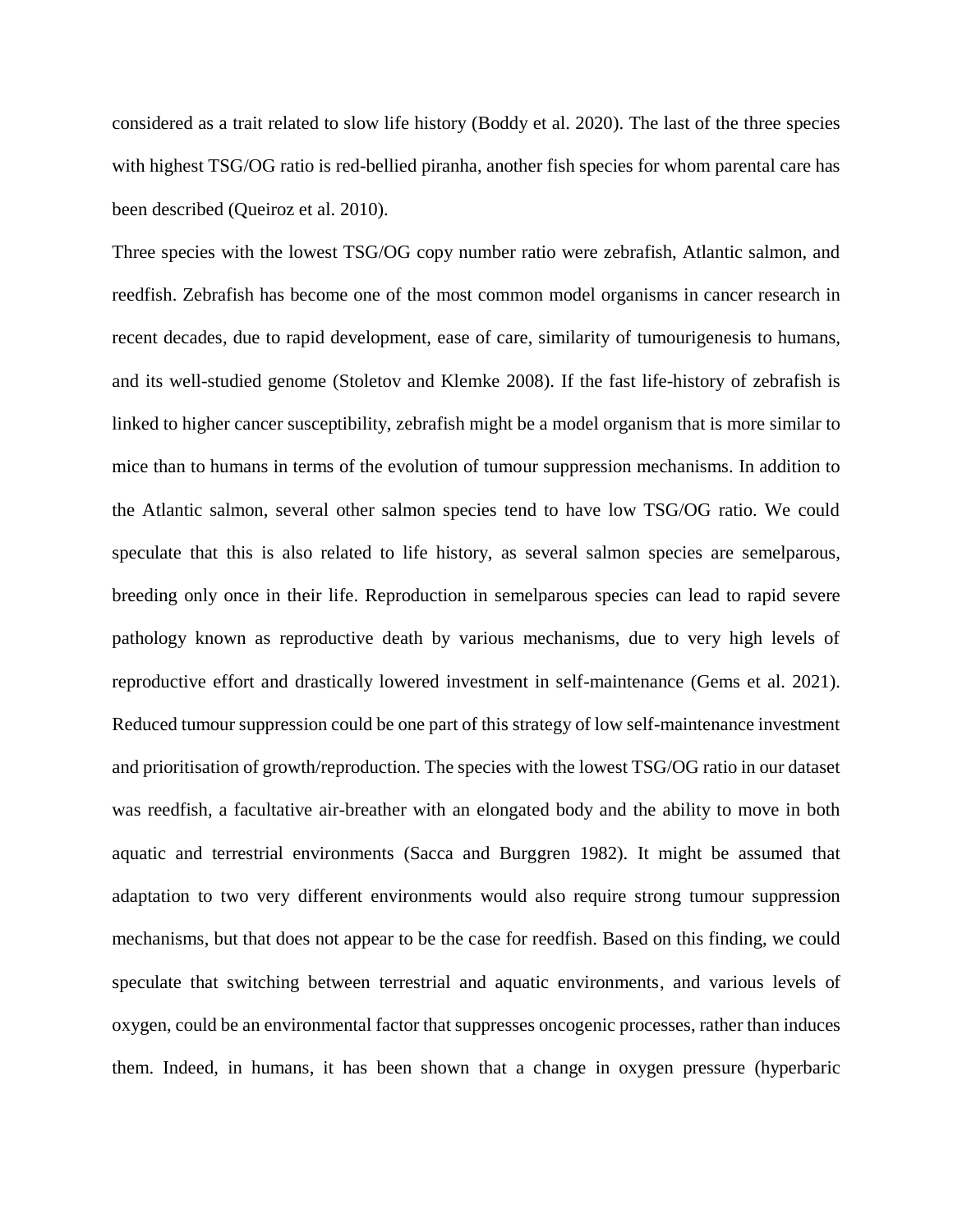considered as a trait related to slow life history (Boddy et al. 2020). The last of the three species with highest TSG/OG ratio is red-bellied piranha, another fish species for whom parental care has been described (Queiroz et al. 2010).

Three species with the lowest TSG/OG copy number ratio were zebrafish, Atlantic salmon, and reedfish. Zebrafish has become one of the most common model organisms in cancer research in recent decades, due to rapid development, ease of care, similarity of tumourigenesis to humans, and its well-studied genome (Stoletov and Klemke 2008). If the fast life-history of zebrafish is linked to higher cancer susceptibility, zebrafish might be a model organism that is more similar to mice than to humans in terms of the evolution of tumour suppression mechanisms. In addition to the Atlantic salmon, several other salmon species tend to have low TSG/OG ratio. We could speculate that this is also related to life history, as several salmon species are semelparous, breeding only once in their life. Reproduction in semelparous species can lead to rapid severe pathology known as reproductive death by various mechanisms, due to very high levels of reproductive effort and drastically lowered investment in self-maintenance (Gems et al. 2021). Reduced tumour suppression could be one part of this strategy of low self-maintenance investment and prioritisation of growth/reproduction. The species with the lowest TSG/OG ratio in our dataset was reedfish, a facultative air-breather with an elongated body and the ability to move in both aquatic and terrestrial environments (Sacca and Burggren 1982). It might be assumed that adaptation to two very different environments would also require strong tumour suppression mechanisms, but that does not appear to be the case for reedfish. Based on this finding, we could speculate that switching between terrestrial and aquatic environments, and various levels of oxygen, could be an environmental factor that suppresses oncogenic processes, rather than induces them. Indeed, in humans, it has been shown that a change in oxygen pressure (hyperbaric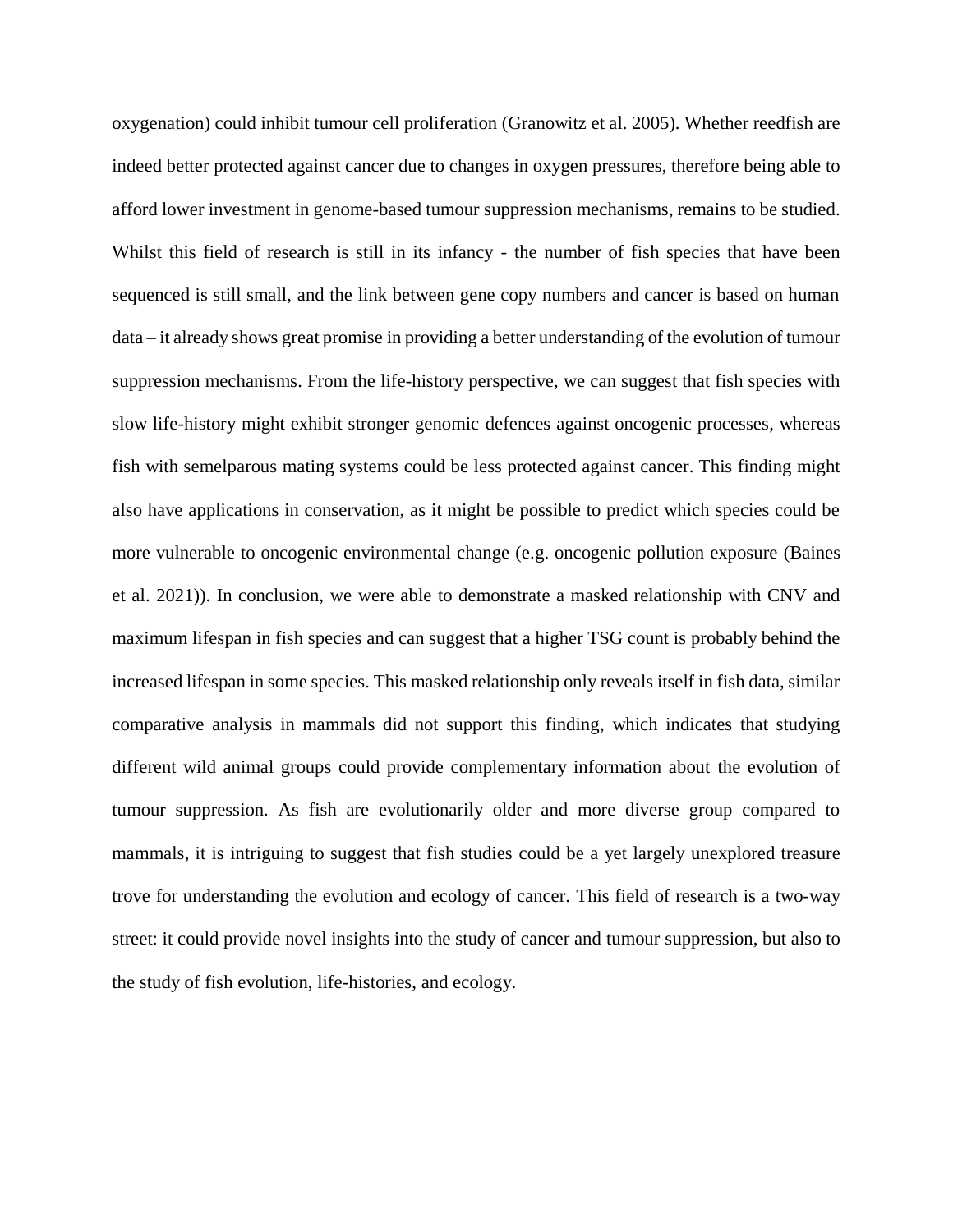oxygenation) could inhibit tumour cell proliferation (Granowitz et al. 2005). Whether reedfish are indeed better protected against cancer due to changes in oxygen pressures, therefore being able to afford lower investment in genome-based tumour suppression mechanisms, remains to be studied. Whilst this field of research is still in its infancy - the number of fish species that have been sequenced is still small, and the link between gene copy numbers and cancer is based on human data – it already shows great promise in providing a better understanding of the evolution of tumour suppression mechanisms. From the life-history perspective, we can suggest that fish species with slow life-history might exhibit stronger genomic defences against oncogenic processes, whereas fish with semelparous mating systems could be less protected against cancer. This finding might also have applications in conservation, as it might be possible to predict which species could be more vulnerable to oncogenic environmental change (e.g. oncogenic pollution exposure (Baines et al. 2021)). In conclusion, we were able to demonstrate a masked relationship with CNV and maximum lifespan in fish species and can suggest that a higher TSG count is probably behind the increased lifespan in some species. This masked relationship only reveals itself in fish data, similar comparative analysis in mammals did not support this finding, which indicates that studying different wild animal groups could provide complementary information about the evolution of tumour suppression. As fish are evolutionarily older and more diverse group compared to mammals, it is intriguing to suggest that fish studies could be a yet largely unexplored treasure trove for understanding the evolution and ecology of cancer. This field of research is a two-way street: it could provide novel insights into the study of cancer and tumour suppression, but also to the study of fish evolution, life-histories, and ecology.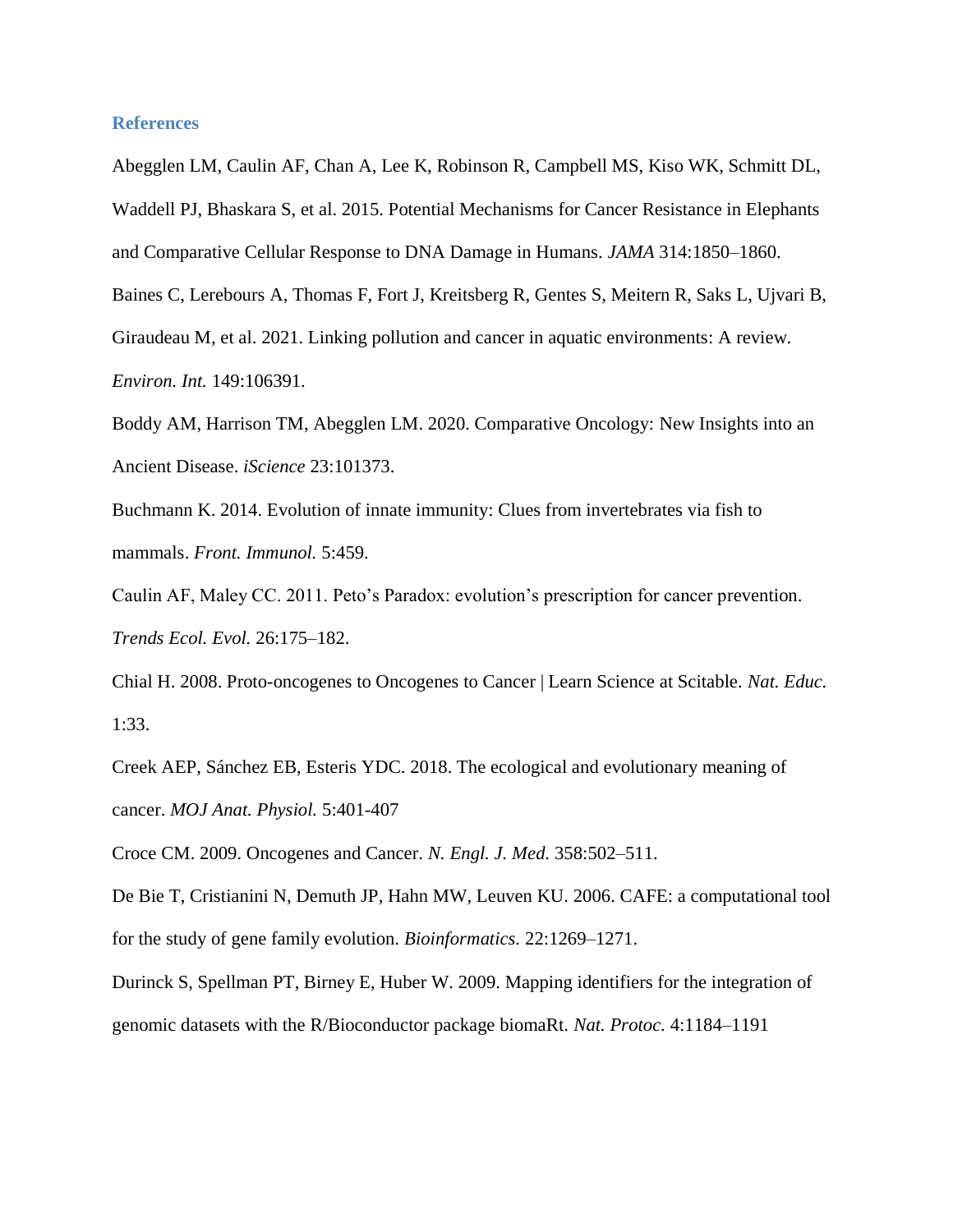## References

Abegglen LM, Caulin AF, Chan A, Lee K, Robinson R, Campbell MS, Kiso WK, Schmitt DL, Waddell PJ, Bhaskara S, et al. 2015. Potential Mechanisms for Cancer Resistance in Elephants and Comparative Cellular Response to DNA Damage in Humans. *JAMA* 314:1850–1860.

Baines C, Lerebours A, Thomas F, Fort J, Kreitsberg R, Gentes S, Meitern R, Saks L, Ujvari B, Giraudeau M, et al. 2021. Linking pollution and cancer in aquatic environments: A review. *Environ. Int.* 149:106391.

Boddy AM, Harrison TM, Abegglen LM. 2020. Comparative Oncology: New Insights into an Ancient Disease. *iScience* 23:101373.

Buchmann K. 2014. Evolution of innate immunity: Clues from invertebrates via fish to mammals. *Front. Immunol.* 5:459.

Caulin AF, Maley CC. 2011. Peto's Paradox: evolution's prescription for cancer prevention. *Trends Ecol. Evol.* 26:175–182.

Chial H. 2008. Proto-oncogenes to Oncogenes to Cancer | Learn Science at Scitable. *Nat. Educ.* 1:33.

Creek AEP, Sánchez EB, Esteris YDC. 2018. The ecological and evolutionary meaning of cancer. *MOJ Anat. Physiol.* 5:401-407

Croce CM. 2009. Oncogenes and Cancer. *N. Engl. J. Med.* 358:502–511.

De Bie T, Cristianini N, Demuth JP, Hahn MW, Leuven KU. 2006. CAFE: a computational tool for the study of gene family evolution. *Bioinformatics.* 22:1269–1271.

Durinck S, Spellman PT, Birney E, Huber W. 2009. Mapping identifiers for the integration of genomic datasets with the R/Bioconductor package biomaRt. *Nat. Protoc.* 4:1184–1191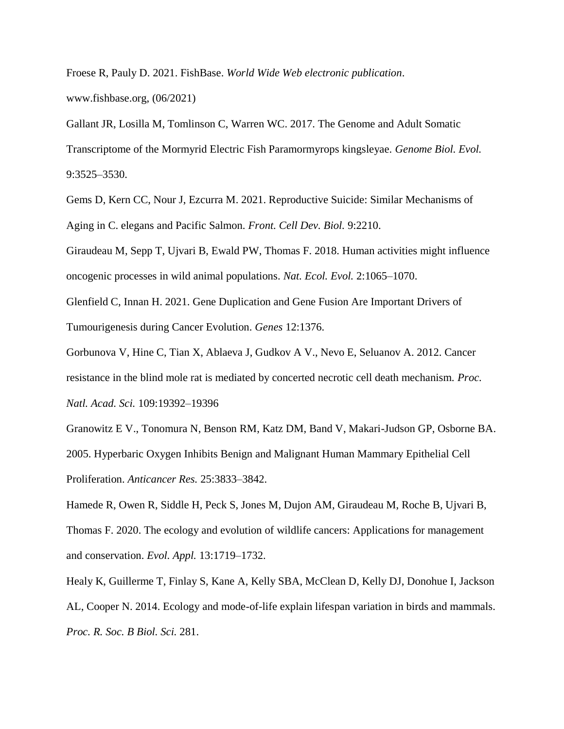Froese R, Pauly D. 2021. FishBase. *World Wide Web electronic publication*. www.fishbase.org, (06/2021)

Gallant JR, Losilla M, Tomlinson C, Warren WC. 2017. The Genome and Adult Somatic Transcriptome of the Mormyrid Electric Fish Paramormyrops kingsleyae. *Genome Biol. Evol.* 9:3525–3530.

Gems D, Kern CC, Nour J, Ezcurra M. 2021. Reproductive Suicide: Similar Mechanisms of Aging in C. elegans and Pacific Salmon. *Front. Cell Dev. Biol.* 9:2210.

Giraudeau M, Sepp T, Ujvari B, Ewald PW, Thomas F. 2018. Human activities might influence oncogenic processes in wild animal populations. *Nat. Ecol. Evol.* 2:1065–1070.

Glenfield C, Innan H. 2021. Gene Duplication and Gene Fusion Are Important Drivers of Tumourigenesis during Cancer Evolution. *Genes* 12:1376.

Gorbunova V, Hine C, Tian X, Ablaeva J, Gudkov A V., Nevo E, Seluanov A. 2012. Cancer resistance in the blind mole rat is mediated by concerted necrotic cell death mechanism. *Proc. Natl. Acad. Sci.* 109:19392–19396

Granowitz E V., Tonomura N, Benson RM, Katz DM, Band V, Makari-Judson GP, Osborne BA. 2005. Hyperbaric Oxygen Inhibits Benign and Malignant Human Mammary Epithelial Cell Proliferation. *Anticancer Res.* 25:3833–3842.

Hamede R, Owen R, Siddle H, Peck S, Jones M, Dujon AM, Giraudeau M, Roche B, Ujvari B, Thomas F. 2020. The ecology and evolution of wildlife cancers: Applications for management and conservation. *Evol. Appl.* 13:1719–1732.

Healy K, Guillerme T, Finlay S, Kane A, Kelly SBA, McClean D, Kelly DJ, Donohue I, Jackson AL, Cooper N. 2014. Ecology and mode-of-life explain lifespan variation in birds and mammals. *Proc. R. Soc. B Biol. Sci.* 281.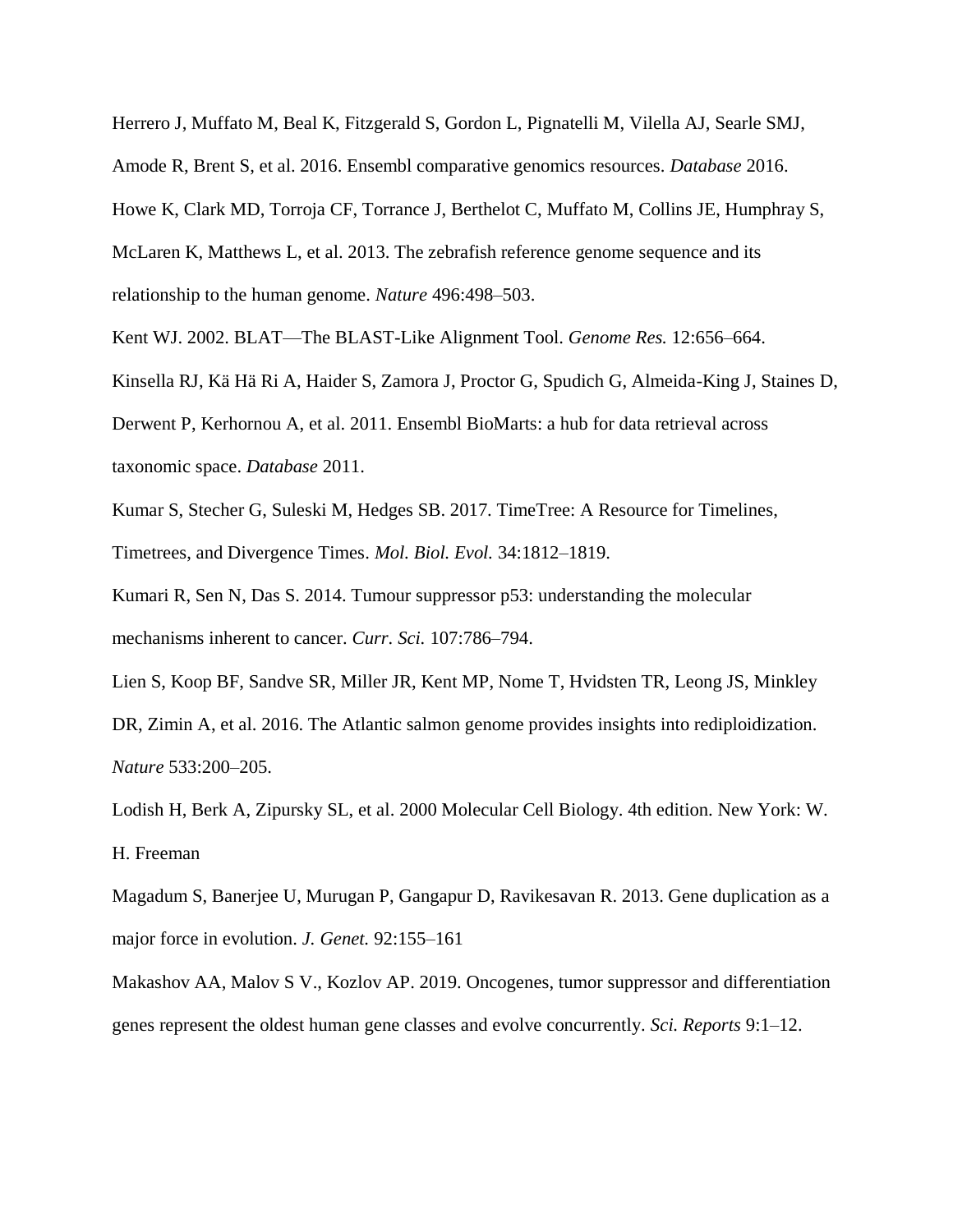Herrero J, Muffato M, Beal K, Fitzgerald S, Gordon L, Pignatelli M, Vilella AJ, Searle SMJ, Amode R, Brent S, et al. 2016. Ensembl comparative genomics resources. *Database* 2016.

Howe K, Clark MD, Torroja CF, Torrance J, Berthelot C, Muffato M, Collins JE, Humphray S, McLaren K, Matthews L, et al. 2013. The zebrafish reference genome sequence and its relationship to the human genome. *Nature* 496:498–503.

Kent WJ. 2002. BLAT—The BLAST-Like Alignment Tool. *Genome Res.* 12:656–664.

Kinsella RJ, Kä Hä Ri A, Haider S, Zamora J, Proctor G, Spudich G, Almeida-King J, Staines D, Derwent P, Kerhornou A, et al. 2011. Ensembl BioMarts: a hub for data retrieval across taxonomic space. *Database* 2011.

Kumar S, Stecher G, Suleski M, Hedges SB. 2017. TimeTree: A Resource for Timelines, Timetrees, and Divergence Times. *Mol. Biol. Evol.* 34:1812–1819.

Kumari R, Sen N, Das S. 2014. Tumour suppressor p53: understanding the molecular mechanisms inherent to cancer. *Curr. Sci.* 107:786–794.

Lien S, Koop BF, Sandve SR, Miller JR, Kent MP, Nome T, Hvidsten TR, Leong JS, Minkley DR, Zimin A, et al. 2016. The Atlantic salmon genome provides insights into rediploidization. *Nature* 533:200–205.

Lodish H, Berk A, Zipursky SL, et al. 2000 Molecular Cell Biology. 4th edition. New York: W. H. Freeman

Magadum S, Banerjee U, Murugan P, Gangapur D, Ravikesavan R. 2013. Gene duplication as a major force in evolution. *J. Genet.* 92:155–161

Makashov AA, Malov S V., Kozlov AP. 2019. Oncogenes, tumor suppressor and differentiation genes represent the oldest human gene classes and evolve concurrently. *Sci. Reports* 9:1–12.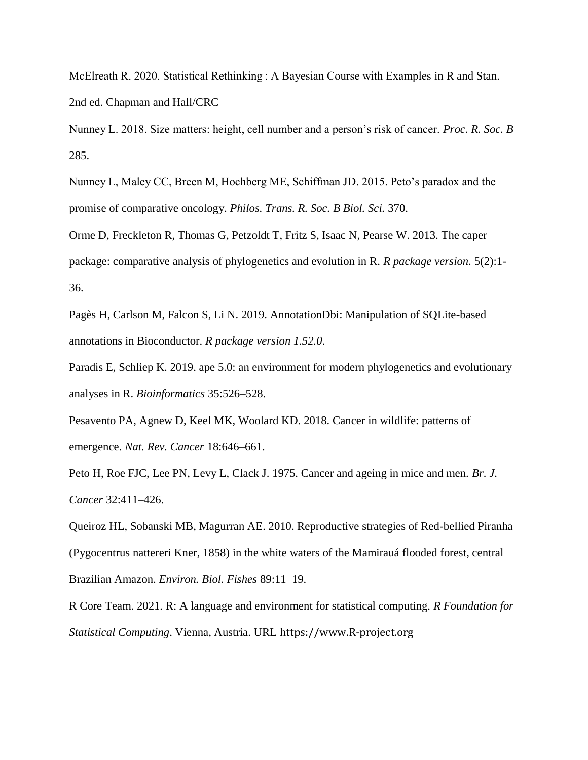McElreath R. 2020. Statistical Rethinking : A Bayesian Course with Examples in R and Stan. 2nd ed. Chapman and Hall/CRC

Nunney L. 2018. Size matters: height, cell number and a person's risk of cancer. *Proc. R. Soc. B* 285.

Nunney L, Maley CC, Breen M, Hochberg ME, Schiffman JD. 2015. Peto's paradox and the promise of comparative oncology. *Philos. Trans. R. Soc. B Biol. Sci.* 370.

Orme D, Freckleton R, Thomas G, Petzoldt T, Fritz S, Isaac N, Pearse W. 2013. The caper package: comparative analysis of phylogenetics and evolution in R. *R package version.* 5(2):1-36.

Pagès H, Carlson M, Falcon S, Li N. 2019. AnnotationDbi: Manipulation of SQLite-based annotations in Bioconductor. *R package version 1.52.0*.

Paradis E, Schliep K. 2019. ape 5.0: an environment for modern phylogenetics and evolutionary analyses in R. *Bioinformatics* 35:526–528.

Pesavento PA, Agnew D, Keel MK, Woolard KD. 2018. Cancer in wildlife: patterns of emergence. *Nat. Rev. Cancer* 18:646–661.

Peto H, Roe FJC, Lee PN, Levy L, Clack J. 1975. Cancer and ageing in mice and men. *Br. J. Cancer* 32:411–426.

Queiroz HL, Sobanski MB, Magurran AE. 2010. Reproductive strategies of Red-bellied Piranha (Pygocentrus nattereri Kner, 1858) in the white waters of the Mamirauá flooded forest, central Brazilian Amazon. *Environ. Biol. Fishes* 89:11–19.

R Core Team. 2021. R: A language and environment for statistical computing. *R Foundation for Statistical Computing*. Vienna, Austria. URL https://www.R-project.org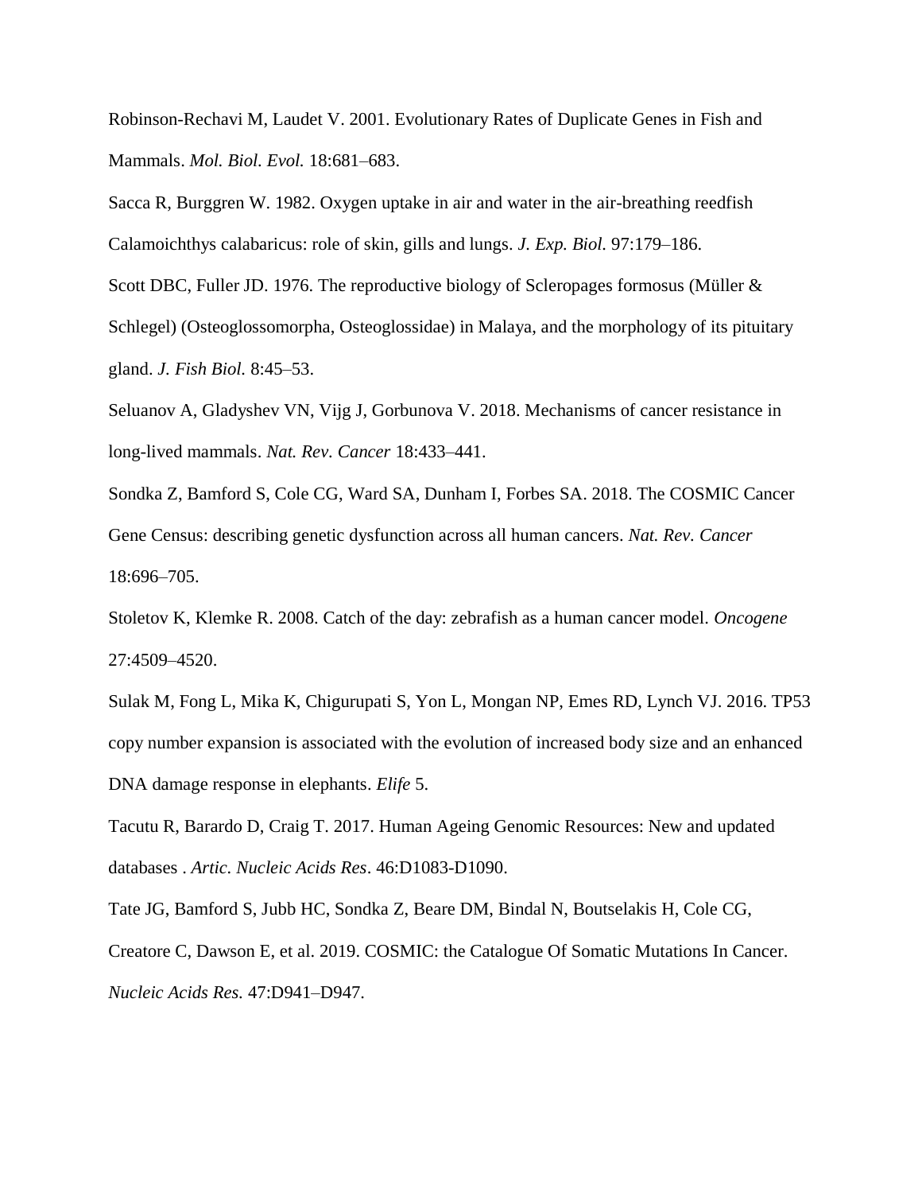Robinson-Rechavi M, Laudet V. 2001. Evolutionary Rates of Duplicate Genes in Fish and Mammals. *Mol. Biol. Evol.* 18:681–683.

Sacca R, Burggren W. 1982. Oxygen uptake in air and water in the air-breathing reedfish Calamoichthys calabaricus: role of skin, gills and lungs. *J. Exp. Biol.* 97:179–186.

Scott DBC, Fuller JD. 1976. The reproductive biology of Scleropages formosus (Müller & Schlegel) (Osteoglossomorpha, Osteoglossidae) in Malaya, and the morphology of its pituitary gland. *J. Fish Biol.* 8:45–53.

Seluanov A, Gladyshev VN, Vijg J, Gorbunova V. 2018. Mechanisms of cancer resistance in long-lived mammals. *Nat. Rev. Cancer* 18:433–441.

Sondka Z, Bamford S, Cole CG, Ward SA, Dunham I, Forbes SA. 2018. The COSMIC Cancer Gene Census: describing genetic dysfunction across all human cancers. *Nat. Rev. Cancer* 18:696–705.

Stoletov K, Klemke R. 2008. Catch of the day: zebrafish as a human cancer model. *Oncogene* 27:4509–4520.

Sulak M, Fong L, Mika K, Chigurupati S, Yon L, Mongan NP, Emes RD, Lynch VJ. 2016. TP53 copy number expansion is associated with the evolution of increased body size and an enhanced DNA damage response in elephants. *Elife* 5.

Tacutu R, Barardo D, Craig T. 2017. Human Ageing Genomic Resources: New and updated databases . *Artic. Nucleic Acids Res*. 46:D1083-D1090.

Tate JG, Bamford S, Jubb HC, Sondka Z, Beare DM, Bindal N, Boutselakis H, Cole CG, Creatore C, Dawson E, et al. 2019. COSMIC: the Catalogue Of Somatic Mutations In Cancer. *Nucleic Acids Res.* 47:D941–D947.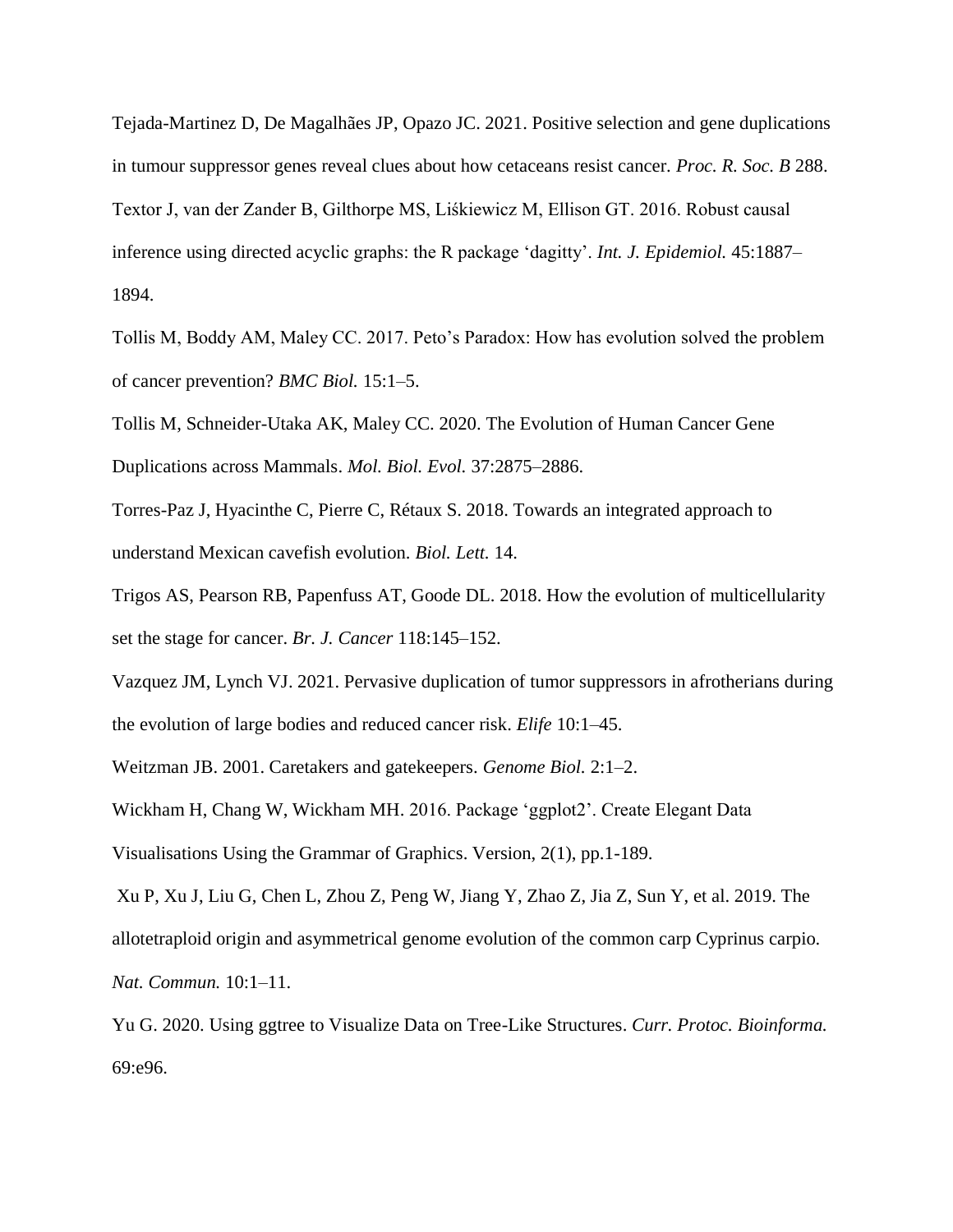Tejada-Martinez D, De Magalhães JP, Opazo JC. 2021. Positive selection and gene duplications in tumour suppressor genes reveal clues about how cetaceans resist cancer. *Proc. R. Soc. B* 288.

Textor J, van der Zander B, Gilthorpe MS, Liśkiewicz M, Ellison GT. 2016. Robust causal inference using directed acyclic graphs: the R package 'dagitty'. *Int. J. Epidemiol.* 45:1887–1894.

Tollis M, Boddy AM, Maley CC. 2017. Peto's Paradox: How has evolution solved the problem of cancer prevention? *BMC Biol.* 15:1–5.

Tollis M, Schneider-Utaka AK, Maley CC. 2020. The Evolution of Human Cancer Gene Duplications across Mammals. *Mol. Biol. Evol.* 37:2875–2886.

Torres-Paz J, Hyacinthe C, Pierre C, Rétaux S. 2018. Towards an integrated approach to understand Mexican cavefish evolution. *Biol. Lett.* 14.

Trigos AS, Pearson RB, Papenfuss AT, Goode DL. 2018. How the evolution of multicellularity set the stage for cancer. *Br. J. Cancer* 118:145–152.

Vazquez JM, Lynch VJ. 2021. Pervasive duplication of tumor suppressors in afrotherians during the evolution of large bodies and reduced cancer risk. *Elife* 10:1–45.

Weitzman JB. 2001. Caretakers and gatekeepers. *Genome Biol.* 2:1–2.

Wickham H, Chang W, Wickham MH. 2016. Package 'ggplot2'. Create Elegant Data Visualisations Using the Grammar of Graphics. Version, 2(1), pp.1-189.

Xu P, Xu J, Liu G, Chen L, Zhou Z, Peng W, Jiang Y, Zhao Z, Jia Z, Sun Y, et al. 2019. The allotetraploid origin and asymmetrical genome evolution of the common carp Cyprinus carpio. *Nat. Commun.* 10:1–11.

Yu G. 2020. Using ggtree to Visualize Data on Tree-Like Structures. *Curr. Protoc. Bioinforma.* 69:e96.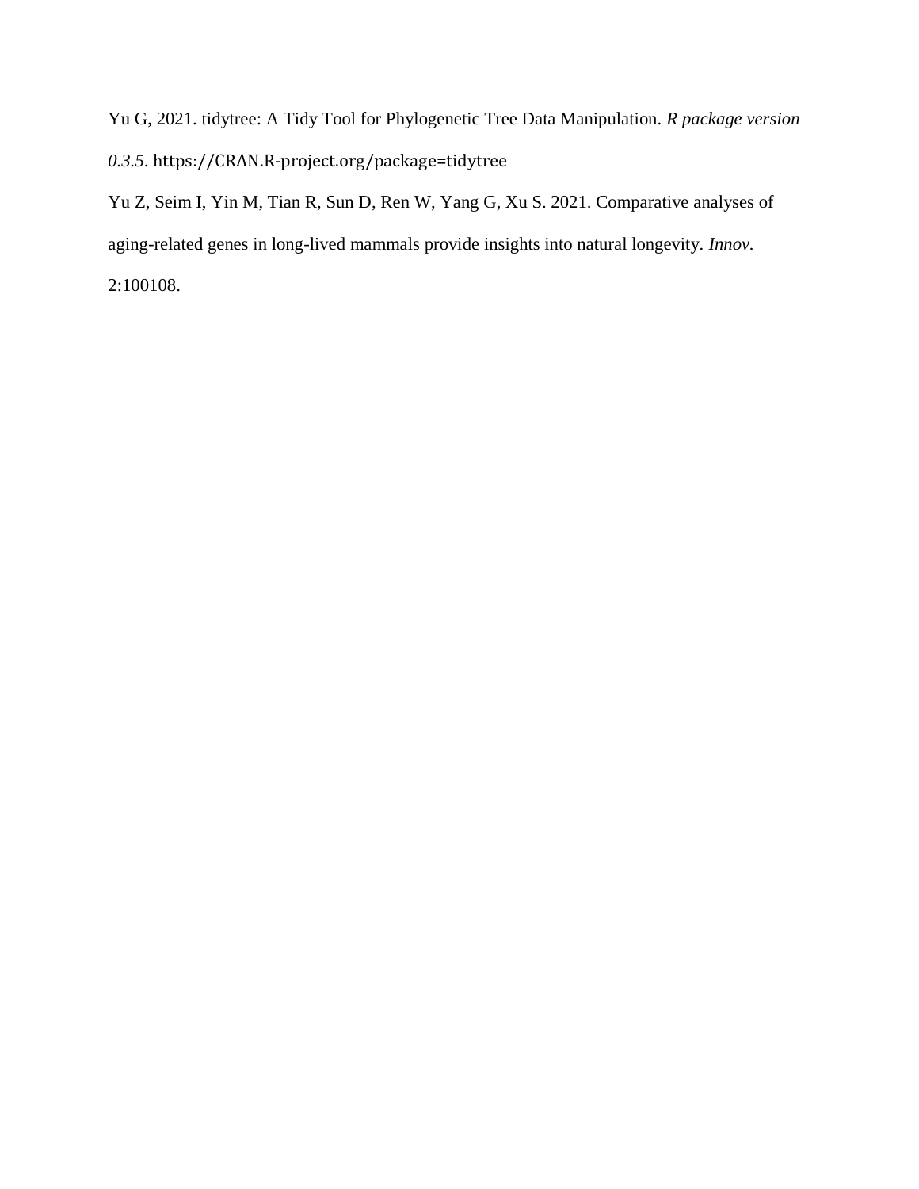Yu G, 2021. tidytree: A Tidy Tool for Phylogenetic Tree Data Manipulation. *R package version 0.3.5*. https://CRAN.R-project.org/package=tidytree

Yu Z, Seim I, Yin M, Tian R, Sun D, Ren W, Yang G, Xu S. 2021. Comparative analyses of aging-related genes in long-lived mammals provide insights into natural longevity. *Innov.* 2:100108.